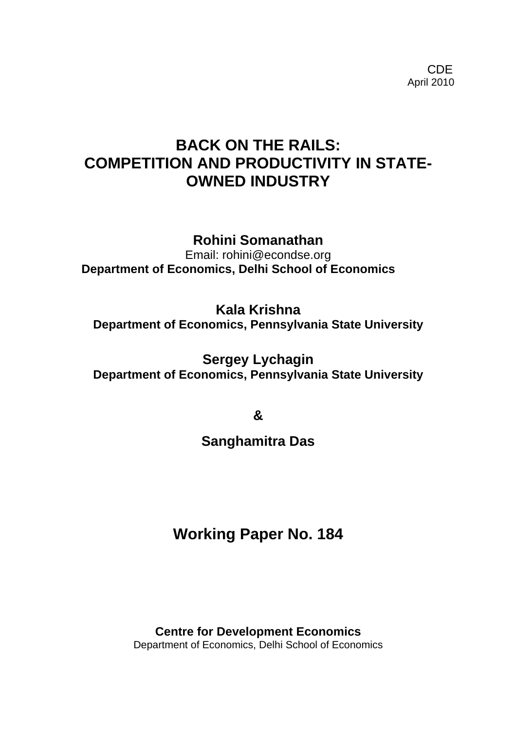CDE
April 2010

# BACK ON THE RAILS: COMPETITION AND PRODUCTIVITY IN STATE-OWNED INDUSTRY

**Rohini Somanathan**
Email: rohini@econdse.org
**Department of Economics, Delhi School of Economics**

**Kala Krishna**
**Department of Economics, Pennsylvania State University**

**Sergey Lychagin**
**Department of Economics, Pennsylvania State University**

**&**

**Sanghamitra Das**

## Working Paper No. 184

**Centre for Development Economics**
Department of Economics, Delhi School of Economics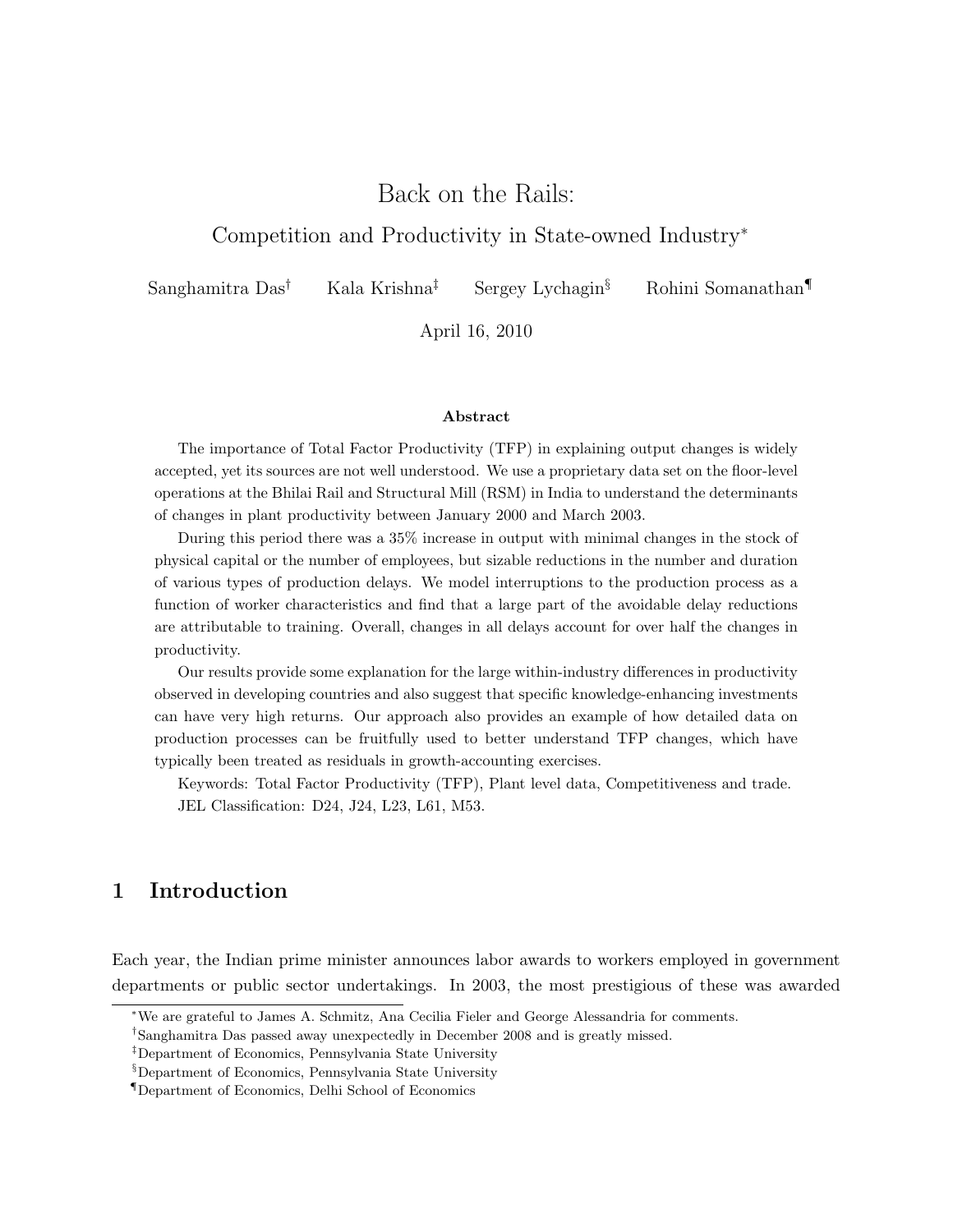# Back on the Rails:

## Competition and Productivity in State-owned Industry*

Sanghamitra Das[†] Kala Krishna[‡] Sergey Lychagin[§] Rohini Somanathan[¶]

April 16, 2010

### Abstract

The importance of Total Factor Productivity (TFP) in explaining output changes is widely accepted, yet its sources are not well understood. We use a proprietary data set on the floor-level operations at the Bhilai Rail and Structural Mill (RSM) in India to understand the determinants of changes in plant productivity between January 2000 and March 2003.

During this period there was a 35% increase in output with minimal changes in the stock of physical capital or the number of employees, but sizable reductions in the number and duration of various types of production delays. We model interruptions to the production process as a function of worker characteristics and find that a large part of the avoidable delay reductions are attributable to training. Overall, changes in all delays account for over half the changes in productivity.

Our results provide some explanation for the large within-industry differences in productivity observed in developing countries and also suggest that specific knowledge-enhancing investments can have very high returns. Our approach also provides an example of how detailed data on production processes can be fruitfully used to better understand TFP changes, which have typically been treated as residuals in growth-accounting exercises.

Keywords: Total Factor Productivity (TFP), Plant level data, Competitiveness and trade.
JEL Classification: D24, J24, L23, L61, M53.

## 1 Introduction

Each year, the Indian prime minister announces labor awards to workers employed in government departments or public sector undertakings. In 2003, the most prestigious of these was awarded

---

*We are grateful to James A. Schmitz, Ana Cecilia Fieler and George Alessandria for comments.

[†]Sanghamitra Das passed away unexpectedly in December 2008 and is greatly missed.

[‡]Department of Economics, Pennsylvania State University

[§]Department of Economics, Pennsylvania State University

[¶]Department of Economics, Delhi School of Economics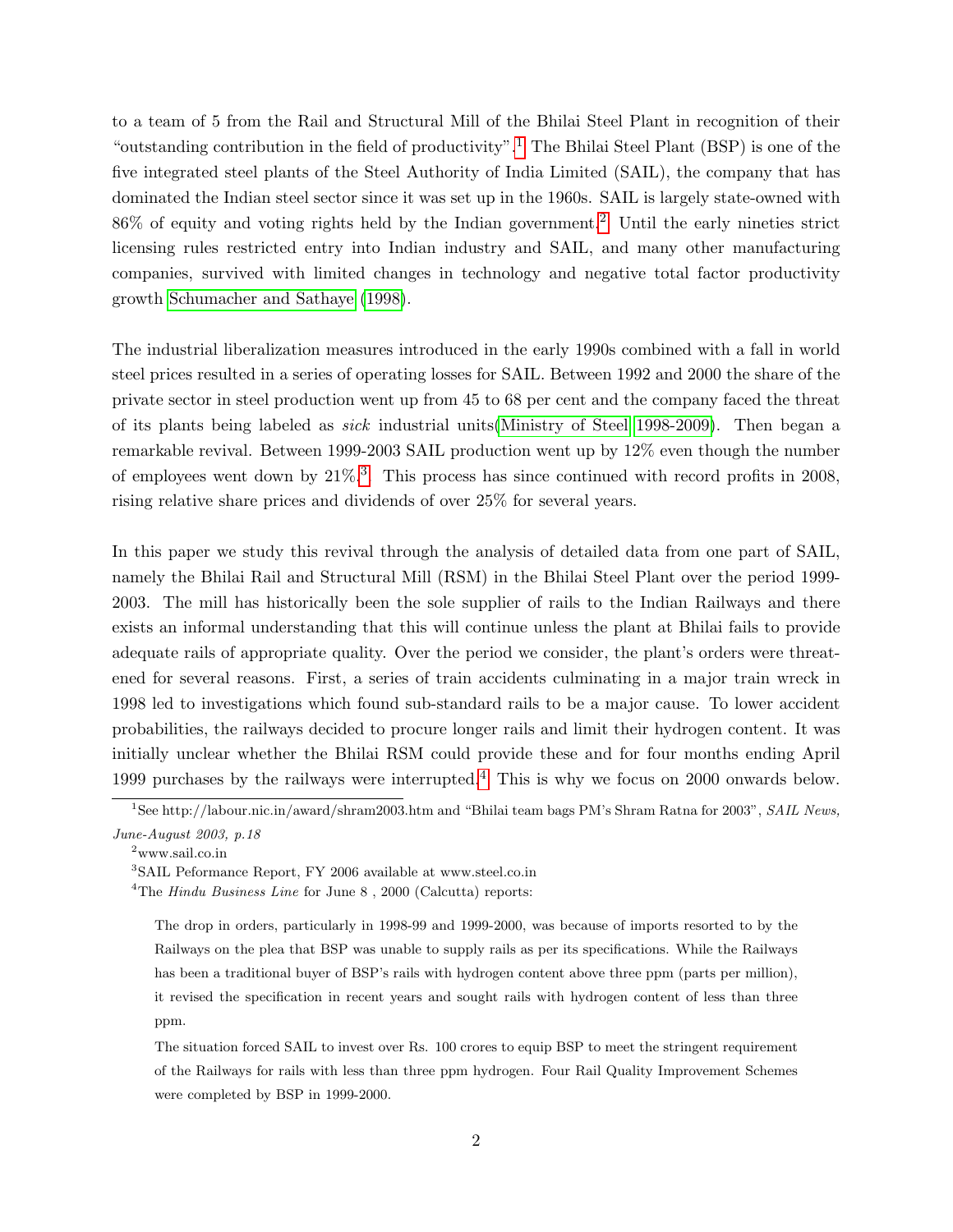to a team of 5 from the Rail and Structural Mill of the Bhilai Steel Plant in recognition of their "outstanding contribution in the field of productivity".[1] The Bhilai Steel Plant (BSP) is one of the five integrated steel plants of the Steel Authority of India Limited (SAIL), the company that has dominated the Indian steel sector since it was set up in the 1960s. SAIL is largely state-owned with 86% of equity and voting rights held by the Indian government.[2] Until the early nineties strict licensing rules restricted entry into Indian industry and SAIL, and many other manufacturing companies, survived with limited changes in technology and negative total factor productivity growth Schumacher and Sathaye (1998).

The industrial liberalization measures introduced in the early 1990s combined with a fall in world steel prices resulted in a series of operating losses for SAIL. Between 1992 and 2000 the share of the private sector in steel production went up from 45 to 68 per cent and the company faced the threat of its plants being labeled as *sick* industrial units(Ministry of Steel 1998-2009). Then began a remarkable revival. Between 1999-2003 SAIL production went up by 12% even though the number of employees went down by 21%.[3] This process has since continued with record profits in 2008, rising relative share prices and dividends of over 25% for several years.

In this paper we study this revival through the analysis of detailed data from one part of SAIL, namely the Bhilai Rail and Structural Mill (RSM) in the Bhilai Steel Plant over the period 1999-2003. The mill has historically been the sole supplier of rails to the Indian Railways and there exists an informal understanding that this will continue unless the plant at Bhilai fails to provide adequate rails of appropriate quality. Over the period we consider, the plant's orders were threatened for several reasons. First, a series of train accidents culminating in a major train wreck in 1998 led to investigations which found sub-standard rails to be a major cause. To lower accident probabilities, the railways decided to procure longer rails and limit their hydrogen content. It was initially unclear whether the Bhilai RSM could provide these and for four months ending April 1999 purchases by the railways were interrupted.[4] This is why we focus on 2000 onwards below.

---

[1] See http://labour.nic.in/award/shram2003.htm and "Bhilai team bags PM's Shram Ratna for 2003", *SAIL News, June-August 2003, p.18*

[2] www.sail.co.in

[3] SAIL Peformance Report, FY 2006 available at www.steel.co.in

[4] The *Hindu Business Line* for June 8 , 2000 (Calcutta) reports:

> The drop in orders, particularly in 1998-99 and 1999-2000, was because of imports resorted to by the Railways on the plea that BSP was unable to supply rails as per its specifications. While the Railways has been a traditional buyer of BSP's rails with hydrogen content above three ppm (parts per million), it revised the specification in recent years and sought rails with hydrogen content of less than three ppm.
>
> The situation forced SAIL to invest over Rs. 100 crores to equip BSP to meet the stringent requirement of the Railways for rails with less than three ppm hydrogen. Four Rail Quality Improvement Schemes were completed by BSP in 1999-2000.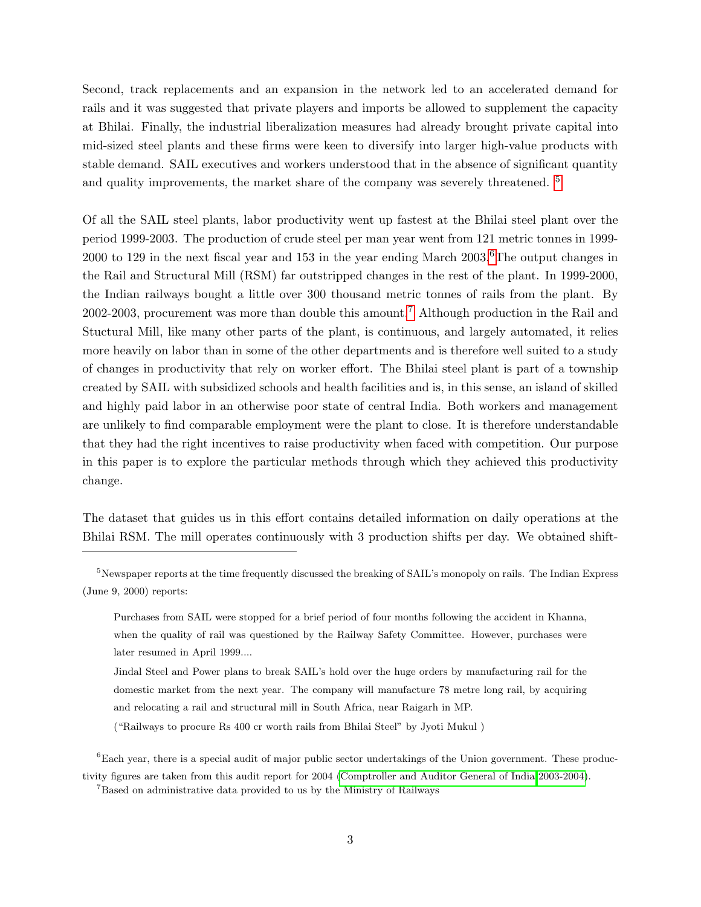Second, track replacements and an expansion in the network led to an accelerated demand for rails and it was suggested that private players and imports be allowed to supplement the capacity at Bhilai. Finally, the industrial liberalization measures had already brought private capital into mid-sized steel plants and these firms were keen to diversify into larger high-value products with stable demand. SAIL executives and workers understood that in the absence of significant quantity and quality improvements, the market share of the company was severely threatened. [5]

Of all the SAIL steel plants, labor productivity went up fastest at the Bhilai steel plant over the period 1999-2003. The production of crude steel per man year went from 121 metric tonnes in 1999-2000 to 129 in the next fiscal year and 153 in the year ending March 2003.[6] The output changes in the Rail and Structural Mill (RSM) far outstripped changes in the rest of the plant. In 1999-2000, the Indian railways bought a little over 300 thousand metric tonnes of rails from the plant. By 2002-2003, procurement was more than double this amount.[7] Although production in the Rail and Stuctural Mill, like many other parts of the plant, is continuous, and largely automated, it relies more heavily on labor than in some of the other departments and is therefore well suited to a study of changes in productivity that rely on worker effort. The Bhilai steel plant is part of a township created by SAIL with subsidized schools and health facilities and is, in this sense, an island of skilled and highly paid labor in an otherwise poor state of central India. Both workers and management are unlikely to find comparable employment were the plant to close. It is therefore understandable that they had the right incentives to raise productivity when faced with competition. Our purpose in this paper is to explore the particular methods through which they achieved this productivity change.

The dataset that guides us in this effort contains detailed information on daily operations at the Bhilai RSM. The mill operates continuously with 3 production shifts per day. We obtained shift-

---

[5] Newspaper reports at the time frequently discussed the breaking of SAIL's monopoly on rails. The Indian Express (June 9, 2000) reports:

> Purchases from SAIL were stopped for a brief period of four months following the accident in Khanna, when the quality of rail was questioned by the Railway Safety Committee. However, purchases were later resumed in April 1999....
>
> Jindal Steel and Power plans to break SAIL's hold over the huge orders by manufacturing rail for the domestic market from the next year. The company will manufacture 78 metre long rail, by acquiring and relocating a rail and structural mill in South Africa, near Raigarh in MP.
>
> ("Railways to procure Rs 400 cr worth rails from Bhilai Steel" by Jyoti Mukul )

[6] Each year, there is a special audit of major public sector undertakings of the Union government. These productivity figures are taken from this audit report for 2004 (Comptroller and Auditor General of India 2003-2004).

[7] Based on administrative data provided to us by the Ministry of Railways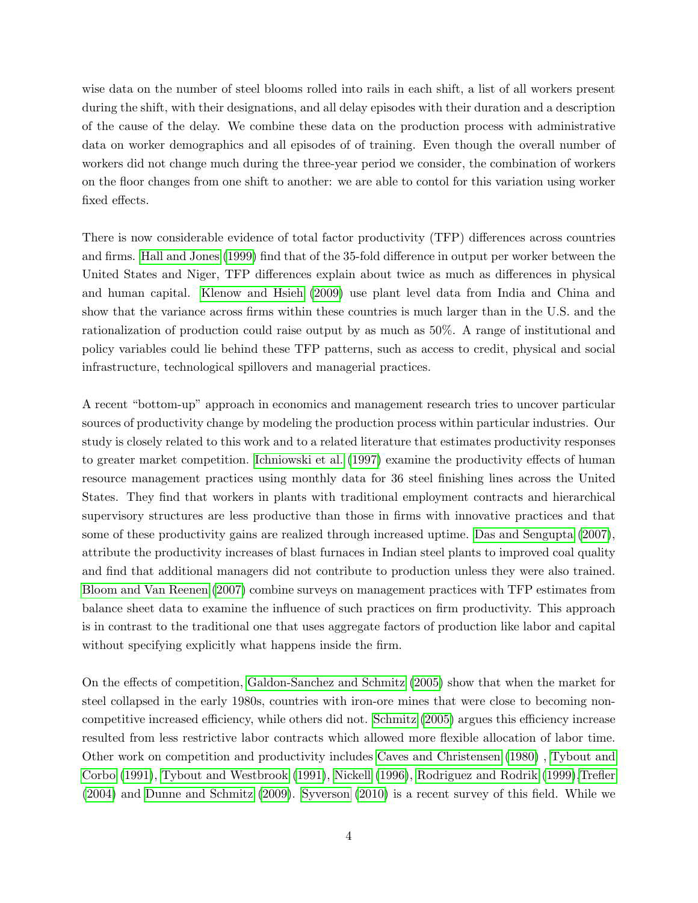wise data on the number of steel blooms rolled into rails in each shift, a list of all workers present during the shift, with their designations, and all delay episodes with their duration and a description of the cause of the delay. We combine these data on the production process with administrative data on worker demographics and all episodes of of training. Even though the overall number of workers did not change much during the three-year period we consider, the combination of workers on the floor changes from one shift to another: we are able to contol for this variation using worker fixed effects.

There is now considerable evidence of total factor productivity (TFP) differences across countries and firms. Hall and Jones (1999) find that of the 35-fold difference in output per worker between the United States and Niger, TFP differences explain about twice as much as differences in physical and human capital. Klenow and Hsieh (2009) use plant level data from India and China and show that the variance across firms within these countries is much larger than in the U.S. and the rationalization of production could raise output by as much as 50%. A range of institutional and policy variables could lie behind these TFP patterns, such as access to credit, physical and social infrastructure, technological spillovers and managerial practices.

A recent "bottom-up" approach in economics and management research tries to uncover particular sources of productivity change by modeling the production process within particular industries. Our study is closely related to this work and to a related literature that estimates productivity responses to greater market competition. Ichniowski et al. (1997) examine the productivity effects of human resource management practices using monthly data for 36 steel finishing lines across the United States. They find that workers in plants with traditional employment contracts and hierarchical supervisory structures are less productive than those in firms with innovative practices and that some of these productivity gains are realized through increased uptime. Das and Sengupta (2007), attribute the productivity increases of blast furnaces in Indian steel plants to improved coal quality and find that additional managers did not contribute to production unless they were also trained. Bloom and Van Reenen (2007) combine surveys on management practices with TFP estimates from balance sheet data to examine the influence of such practices on firm productivity. This approach is in contrast to the traditional one that uses aggregate factors of production like labor and capital without specifying explicitly what happens inside the firm.

On the effects of competition, Galdon-Sanchez and Schmitz (2005) show that when the market for steel collapsed in the early 1980s, countries with iron-ore mines that were close to becoming non-competitive increased efficiency, while others did not. Schmitz (2005) argues this efficiency increase resulted from less restrictive labor contracts which allowed more flexible allocation of labor time. Other work on competition and productivity includes Caves and Christensen (1980) , Tybout and Corbo (1991), Tybout and Westbrook (1991), Nickell (1996), Rodriguez and Rodrik (1999),Trefler (2004) and Dunne and Schmitz (2009). Syverson (2010) is a recent survey of this field. While we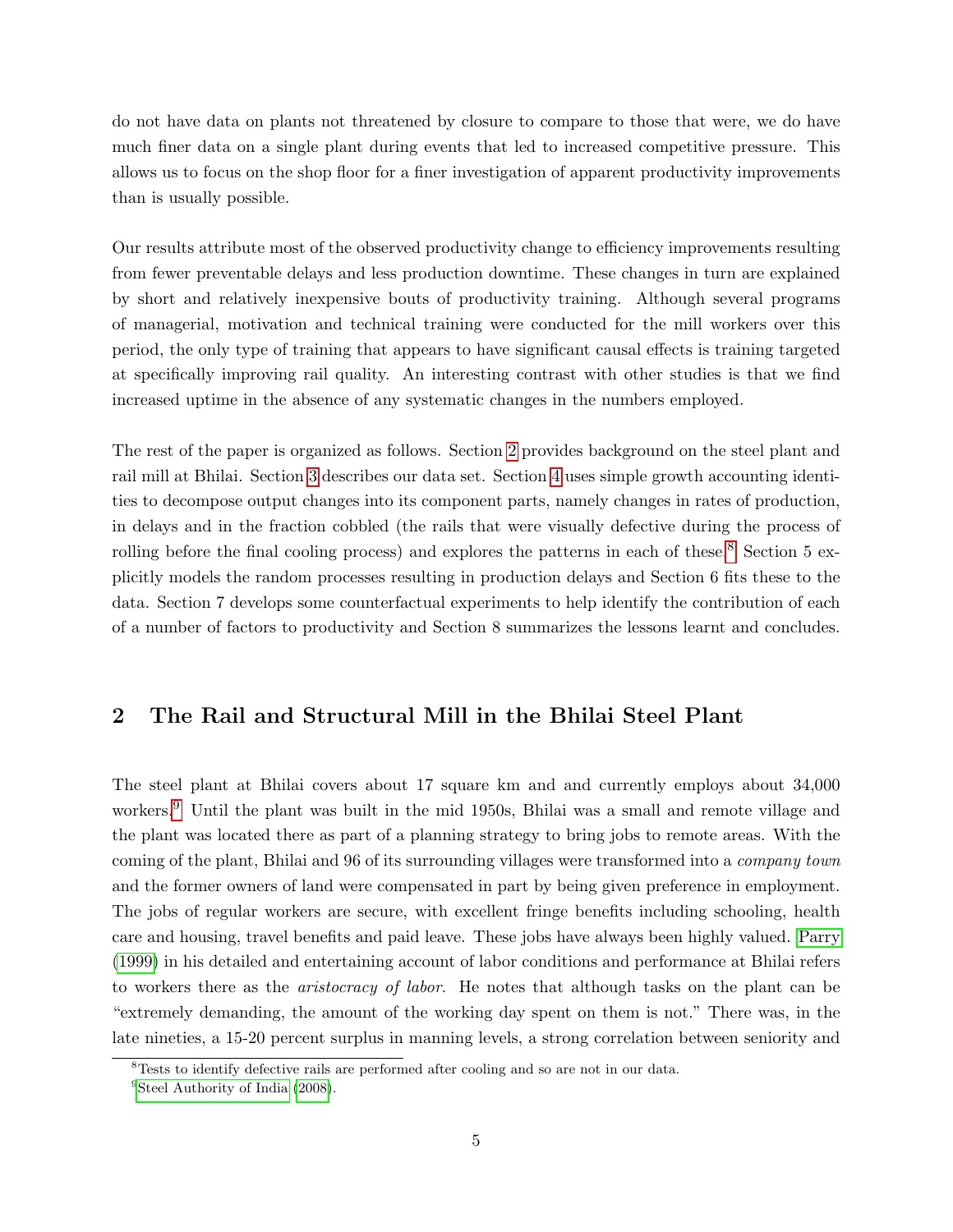do not have data on plants not threatened by closure to compare to those that were, we do have much finer data on a single plant during events that led to increased competitive pressure. This allows us to focus on the shop floor for a finer investigation of apparent productivity improvements than is usually possible.

Our results attribute most of the observed productivity change to efficiency improvements resulting from fewer preventable delays and less production downtime. These changes in turn are explained by short and relatively inexpensive bouts of productivity training. Although several programs of managerial, motivation and technical training were conducted for the mill workers over this period, the only type of training that appears to have significant causal effects is training targeted at specifically improving rail quality. An interesting contrast with other studies is that we find increased uptime in the absence of any systematic changes in the numbers employed.

The rest of the paper is organized as follows. Section 2 provides background on the steel plant and rail mill at Bhilai. Section 3 describes our data set. Section 4 uses simple growth accounting identities to decompose output changes into its component parts, namely changes in rates of production, in delays and in the fraction cobbled (the rails that were visually defective during the process of rolling before the final cooling process) and explores the patterns in each of these.[8] Section 5 explicitly models the random processes resulting in production delays and Section 6 fits these to the data. Section 7 develops some counterfactual experiments to help identify the contribution of each of a number of factors to productivity and Section 8 summarizes the lessons learnt and concludes.

## 2 The Rail and Structural Mill in the Bhilai Steel Plant

The steel plant at Bhilai covers about 17 square km and and currently employs about 34,000 workers.[9] Until the plant was built in the mid 1950s, Bhilai was a small and remote village and the plant was located there as part of a planning strategy to bring jobs to remote areas. With the coming of the plant, Bhilai and 96 of its surrounding villages were transformed into a *company town* and the former owners of land were compensated in part by being given preference in employment. The jobs of regular workers are secure, with excellent fringe benefits including schooling, health care and housing, travel benefits and paid leave. These jobs have always been highly valued. Parry (1999) in his detailed and entertaining account of labor conditions and performance at Bhilai refers to workers there as the *aristocracy of labor*. He notes that although tasks on the plant can be "extremely demanding, the amount of the working day spent on them is not." There was, in the late nineties, a 15-20 percent surplus in manning levels, a strong correlation between seniority and

[8] Tests to identify defective rails are performed after cooling and so are not in our data.

[9] Steel Authority of India (2008).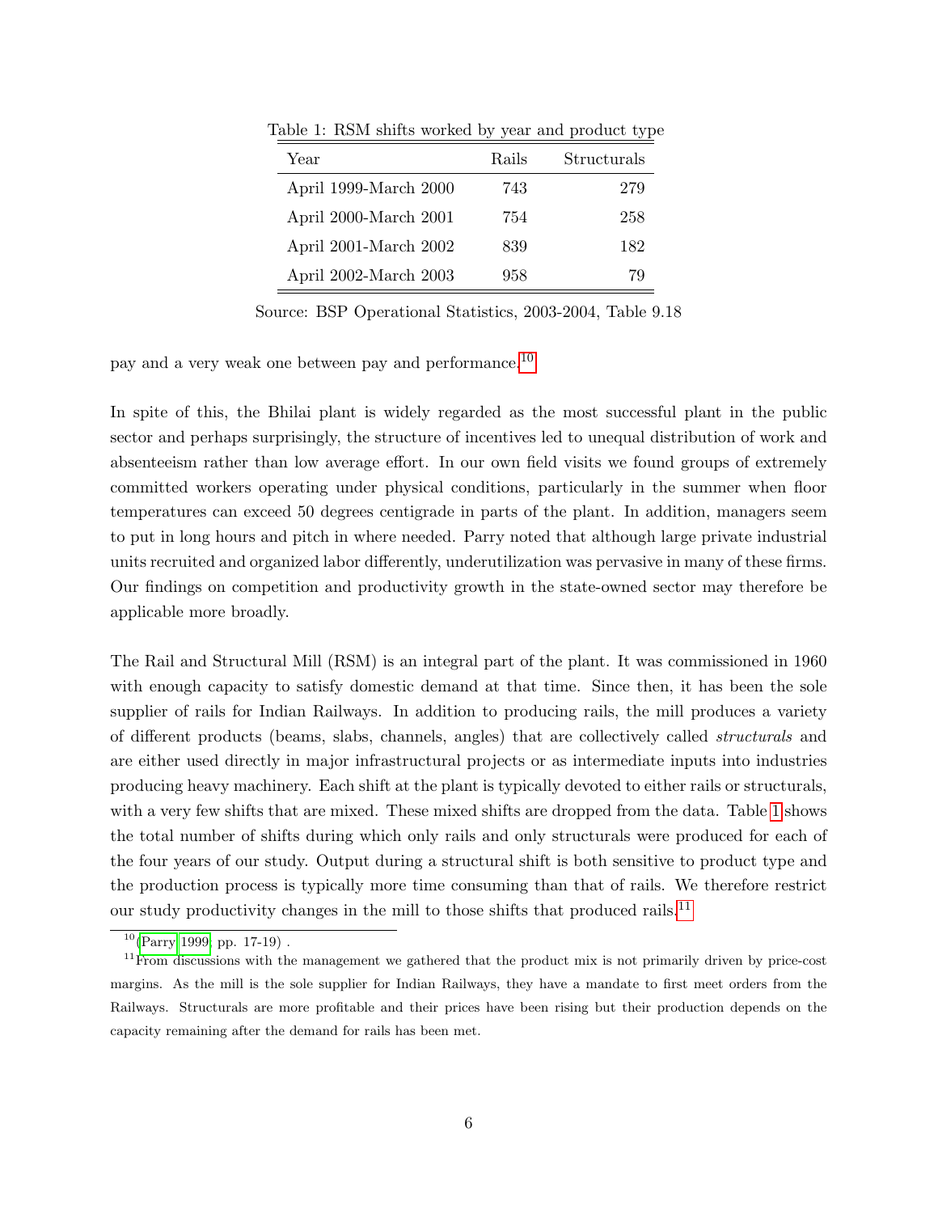Table 1: RSM shifts worked by year and product type

| Year | Rails | Structurals |
|---|---|---|
| April 1999-March 2000 | 743 | 279 |
| April 2000-March 2001 | 754 | 258 |
| April 2001-March 2002 | 839 | 182 |
| April 2002-March 2003 | 958 | 79 |

Source: BSP Operational Statistics, 2003-2004, Table 9.18

pay and a very weak one between pay and performance.[10]

In spite of this, the Bhilai plant is widely regarded as the most successful plant in the public sector and perhaps surprisingly, the structure of incentives led to unequal distribution of work and absenteeism rather than low average effort. In our own field visits we found groups of extremely committed workers operating under physical conditions, particularly in the summer when floor temperatures can exceed 50 degrees centigrade in parts of the plant. In addition, managers seem to put in long hours and pitch in where needed. Parry noted that although large private industrial units recruited and organized labor differently, underutilization was pervasive in many of these firms. Our findings on competition and productivity growth in the state-owned sector may therefore be applicable more broadly.

The Rail and Structural Mill (RSM) is an integral part of the plant. It was commissioned in 1960 with enough capacity to satisfy domestic demand at that time. Since then, it has been the sole supplier of rails for Indian Railways. In addition to producing rails, the mill produces a variety of different products (beams, slabs, channels, angles) that are collectively called *structurals* and are either used directly in major infrastructural projects or as intermediate inputs into industries producing heavy machinery. Each shift at the plant is typically devoted to either rails or structurals, with a very few shifts that are mixed. These mixed shifts are dropped from the data. Table 1 shows the total number of shifts during which only rails and only structurals were produced for each of the four years of our study. Output during a structural shift is both sensitive to product type and the production process is typically more time consuming than that of rails. We therefore restrict our study productivity changes in the mill to those shifts that produced rails.[11]

[10](Parry 1999, pp. 17-19) .

[11]From discussions with the management we gathered that the product mix is not primarily driven by price-cost margins. As the mill is the sole supplier for Indian Railways, they have a mandate to first meet orders from the Railways. Structurals are more profitable and their prices have been rising but their production depends on the capacity remaining after the demand for rails has been met.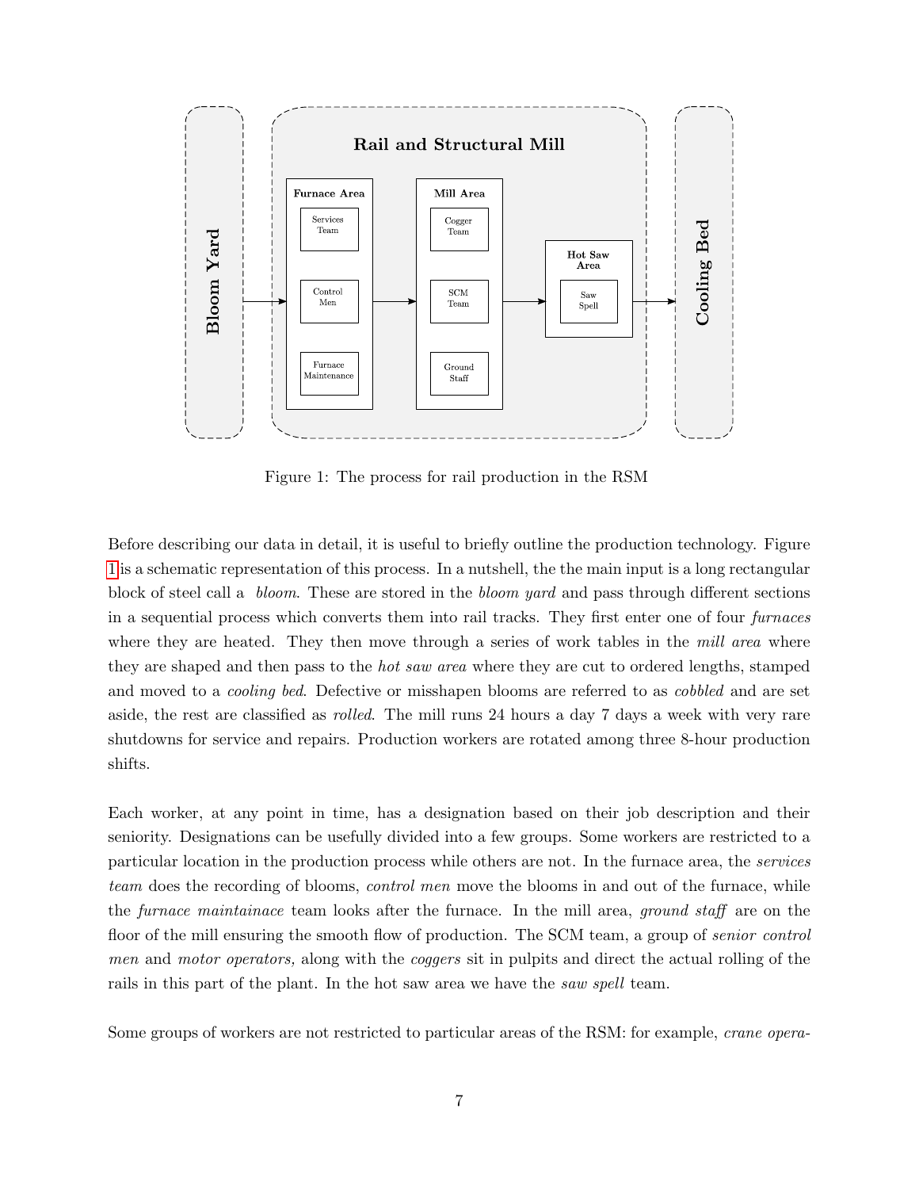Figure 1: The process for rail production in the RSM

Before describing our data in detail, it is useful to briefly outline the production technology. Figure 1 is a schematic representation of this process. In a nutshell, the the main input is a long rectangular block of steel call a *bloom*. These are stored in the *bloom yard* and pass through different sections in a sequential process which converts them into rail tracks. They first enter one of four *furnaces* where they are heated. They then move through a series of work tables in the *mill area* where they are shaped and then pass to the *hot saw area* where they are cut to ordered lengths, stamped and moved to a *cooling bed*. Defective or misshapen blooms are referred to as *cobbled* and are set aside, the rest are classified as *rolled*. The mill runs 24 hours a day 7 days a week with very rare shutdowns for service and repairs. Production workers are rotated among three 8-hour production shifts.

Each worker, at any point in time, has a designation based on their job description and their seniority. Designations can be usefully divided into a few groups. Some workers are restricted to a particular location in the production process while others are not. In the furnace area, the *services team* does the recording of blooms, *control men* move the blooms in and out of the furnace, while the *furnace maintainace* team looks after the furnace. In the mill area, *ground staff* are on the floor of the mill ensuring the smooth flow of production. The SCM team, a group of *senior control men* and *motor operators,* along with the *coggers* sit in pulpits and direct the actual rolling of the rails in this part of the plant. In the hot saw area we have the *saw spell* team.

Some groups of workers are not restricted to particular areas of the RSM: for example, *crane opera-*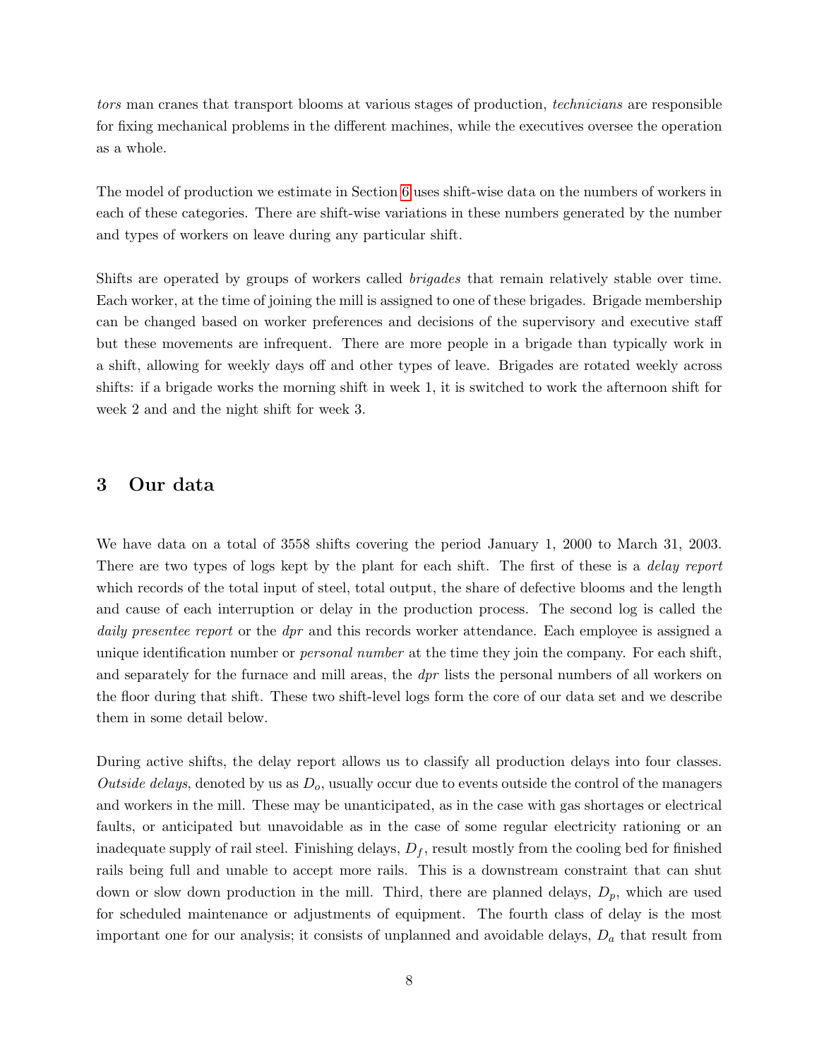*tors* man cranes that transport blooms at various stages of production, *technicians* are responsible for fixing mechanical problems in the different machines, while the executives oversee the operation as a whole.

The model of production we estimate in Section 6 uses shift-wise data on the numbers of workers in each of these categories. There are shift-wise variations in these numbers generated by the number and types of workers on leave during any particular shift.

Shifts are operated by groups of workers called *brigades* that remain relatively stable over time. Each worker, at the time of joining the mill is assigned to one of these brigades. Brigade membership can be changed based on worker preferences and decisions of the supervisory and executive staff but these movements are infrequent. There are more people in a brigade than typically work in a shift, allowing for weekly days off and other types of leave. Brigades are rotated weekly across shifts: if a brigade works the morning shift in week 1, it is switched to work the afternoon shift for week 2 and and the night shift for week 3.

## 3 Our data

We have data on a total of 3558 shifts covering the period January 1, 2000 to March 31, 2003. There are two types of logs kept by the plant for each shift. The first of these is a *delay report* which records of the total input of steel, total output, the share of defective blooms and the length and cause of each interruption or delay in the production process. The second log is called the *daily presentee report* or the *dpr* and this records worker attendance. Each employee is assigned a unique identification number or *personal number* at the time they join the company. For each shift, and separately for the furnace and mill areas, the *dpr* lists the personal numbers of all workers on the floor during that shift. These two shift-level logs form the core of our data set and we describe them in some detail below.

During active shifts, the delay report allows us to classify all production delays into four classes. *Outside delays*, denoted by us as $D_o$, usually occur due to events outside the control of the managers and workers in the mill. These may be unanticipated, as in the case with gas shortages or electrical faults, or anticipated but unavoidable as in the case of some regular electricity rationing or an inadequate supply of rail steel. Finishing delays, $D_f$, result mostly from the cooling bed for finished rails being full and unable to accept more rails. This is a downstream constraint that can shut down or slow down production in the mill. Third, there are planned delays, $D_p$, which are used for scheduled maintenance or adjustments of equipment. The fourth class of delay is the most important one for our analysis; it consists of unplanned and avoidable delays, $D_a$ that result from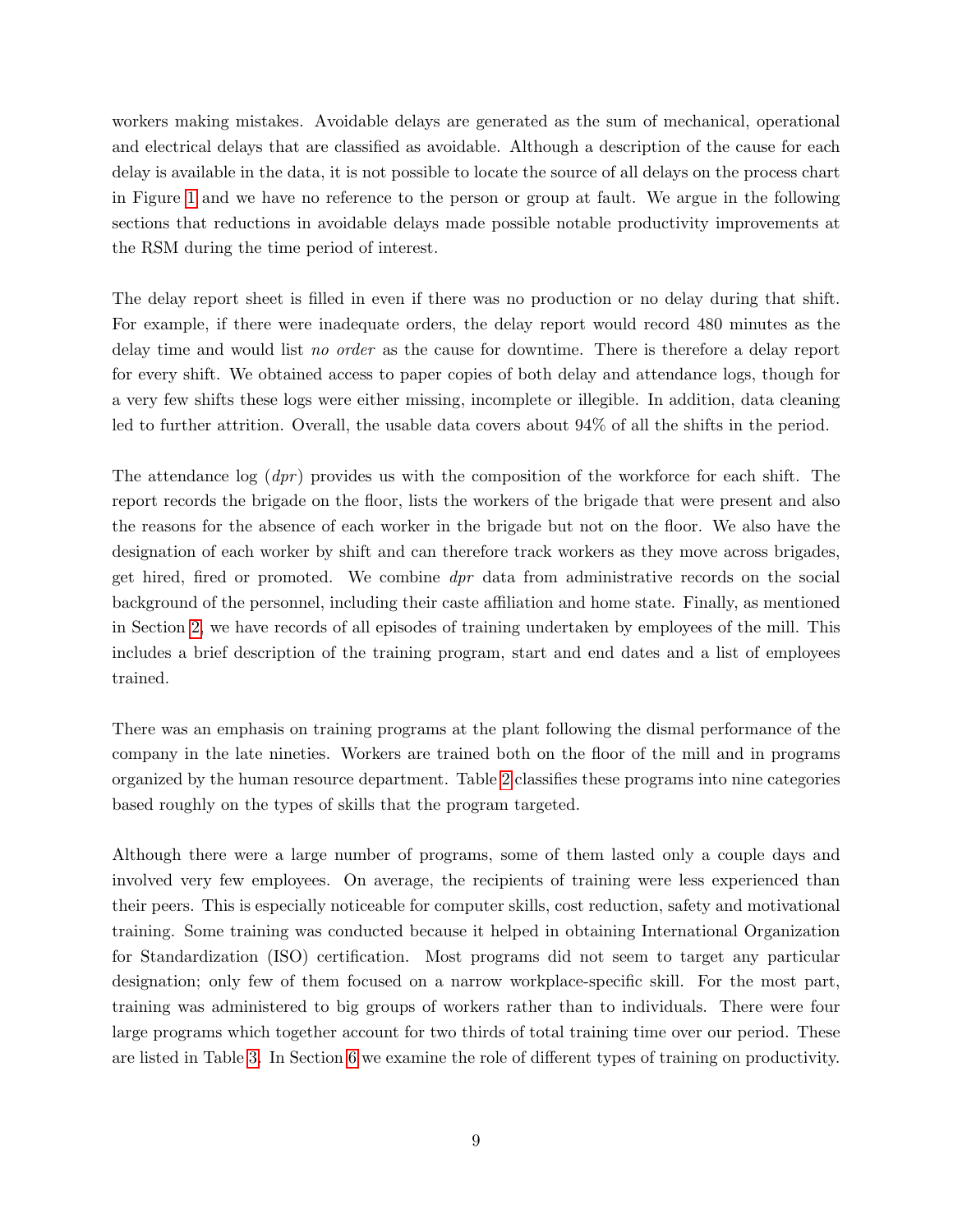workers making mistakes. Avoidable delays are generated as the sum of mechanical, operational and electrical delays that are classified as avoidable. Although a description of the cause for each delay is available in the data, it is not possible to locate the source of all delays on the process chart in Figure 1 and we have no reference to the person or group at fault. We argue in the following sections that reductions in avoidable delays made possible notable productivity improvements at the RSM during the time period of interest.

The delay report sheet is filled in even if there was no production or no delay during that shift. For example, if there were inadequate orders, the delay report would record 480 minutes as the delay time and would list *no order* as the cause for downtime. There is therefore a delay report for every shift. We obtained access to paper copies of both delay and attendance logs, though for a very few shifts these logs were either missing, incomplete or illegible. In addition, data cleaning led to further attrition. Overall, the usable data covers about 94% of all the shifts in the period.

The attendance log (*dpr*) provides us with the composition of the workforce for each shift. The report records the brigade on the floor, lists the workers of the brigade that were present and also the reasons for the absence of each worker in the brigade but not on the floor. We also have the designation of each worker by shift and can therefore track workers as they move across brigades, get hired, fired or promoted. We combine *dpr* data from administrative records on the social background of the personnel, including their caste affiliation and home state. Finally, as mentioned in Section 2, we have records of all episodes of training undertaken by employees of the mill. This includes a brief description of the training program, start and end dates and a list of employees trained.

There was an emphasis on training programs at the plant following the dismal performance of the company in the late nineties. Workers are trained both on the floor of the mill and in programs organized by the human resource department. Table 2 classifies these programs into nine categories based roughly on the types of skills that the program targeted.

Although there were a large number of programs, some of them lasted only a couple days and involved very few employees. On average, the recipients of training were less experienced than their peers. This is especially noticeable for computer skills, cost reduction, safety and motivational training. Some training was conducted because it helped in obtaining International Organization for Standardization (ISO) certification. Most programs did not seem to target any particular designation; only few of them focused on a narrow workplace-specific skill. For the most part, training was administered to big groups of workers rather than to individuals. There were four large programs which together account for two thirds of total training time over our period. These are listed in Table 3. In Section 6 we examine the role of different types of training on productivity.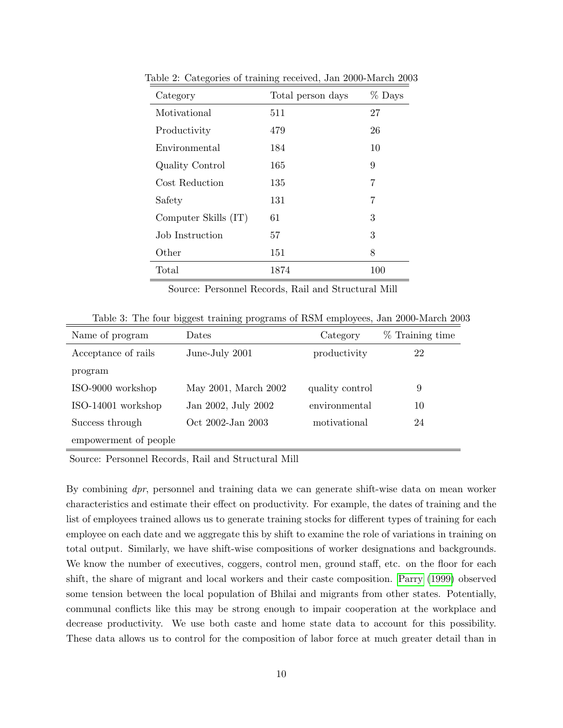Table 2: Categories of training received, Jan 2000-March 2003

| Category | Total person days | % Days |
|---|---|---|
| Motivational | 511 | 27 |
| Productivity | 479 | 26 |
| Environmental | 184 | 10 |
| Quality Control | 165 | 9 |
| Cost Reduction | 135 | 7 |
| Safety | 131 | 7 |
| Computer Skills (IT) | 61 | 3 |
| Job Instruction | 57 | 3 |
| Other | 151 | 8 |
| Total | 1874 | 100 |

Source: Personnel Records, Rail and Structural Mill

Table 3: The four biggest training programs of RSM employees, Jan 2000-March 2003

| Name of program | Dates | Category | % Training time |
|---|---|---|---|
| Acceptance of rails program | June-July 2001 | productivity | 22 |
| ISO-9000 workshop | May 2001, March 2002 | quality control | 9 |
| ISO-14001 workshop | Jan 2002, July 2002 | environmental | 10 |
| Success through empowerment of people | Oct 2002-Jan 2003 | motivational | 24 |

Source: Personnel Records, Rail and Structural Mill

By combining *dpr*, personnel and training data we can generate shift-wise data on mean worker characteristics and estimate their effect on productivity. For example, the dates of training and the list of employees trained allows us to generate training stocks for different types of training for each employee on each date and we aggregate this by shift to examine the role of variations in training on total output. Similarly, we have shift-wise compositions of worker designations and backgrounds. We know the number of executives, coggers, control men, ground staff, etc. on the floor for each shift, the share of migrant and local workers and their caste composition. Parry (1999) observed some tension between the local population of Bhilai and migrants from other states. Potentially, communal conflicts like this may be strong enough to impair cooperation at the workplace and decrease productivity. We use both caste and home state data to account for this possibility. These data allows us to control for the composition of labor force at much greater detail than in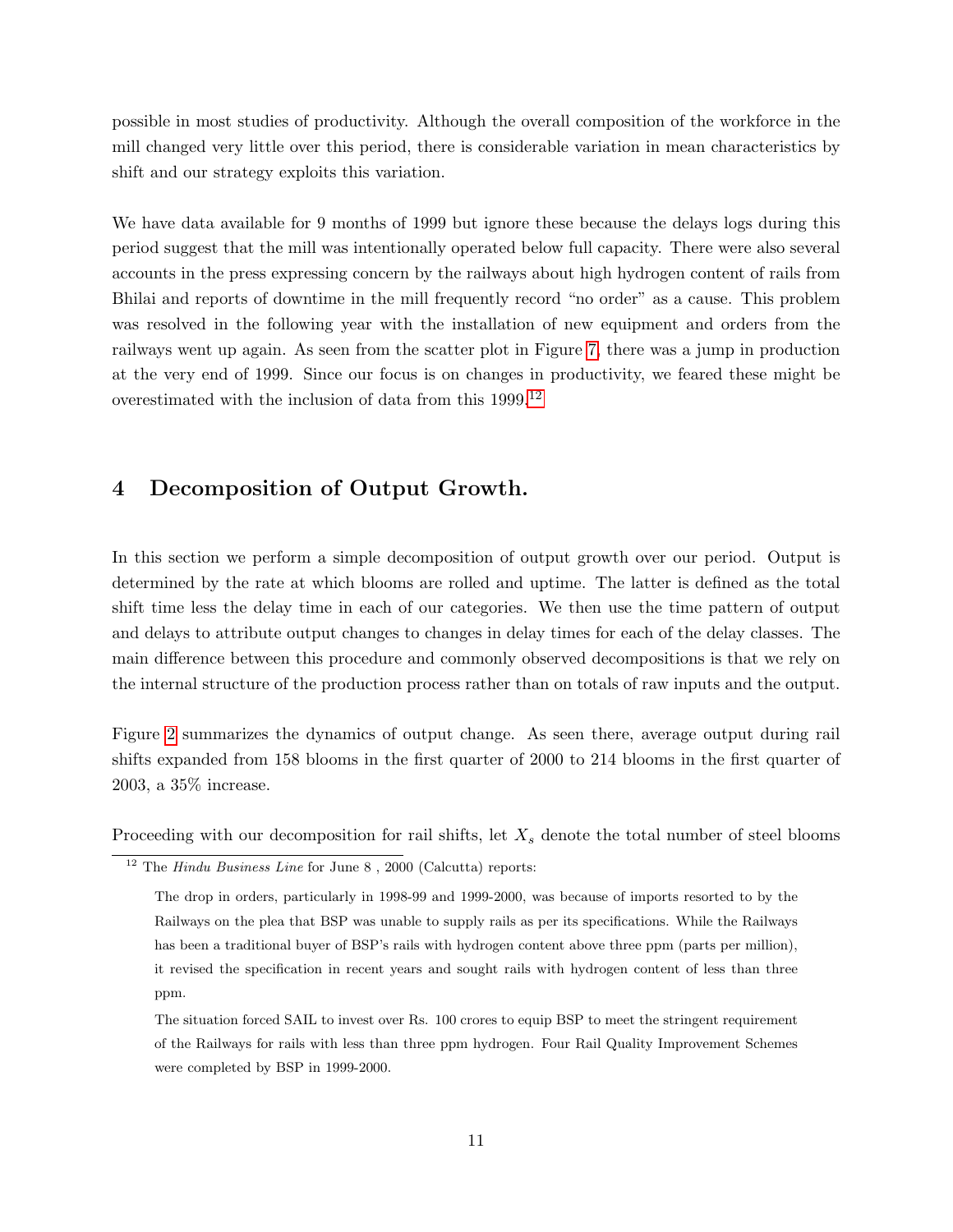possible in most studies of productivity. Although the overall composition of the workforce in the mill changed very little over this period, there is considerable variation in mean characteristics by shift and our strategy exploits this variation.

We have data available for 9 months of 1999 but ignore these because the delays logs during this period suggest that the mill was intentionally operated below full capacity. There were also several accounts in the press expressing concern by the railways about high hydrogen content of rails from Bhilai and reports of downtime in the mill frequently record "no order" as a cause. This problem was resolved in the following year with the installation of new equipment and orders from the railways went up again. As seen from the scatter plot in Figure 7, there was a jump in production at the very end of 1999. Since our focus is on changes in productivity, we feared these might be overestimated with the inclusion of data from this 1999.[12]

## 4 Decomposition of Output Growth.

In this section we perform a simple decomposition of output growth over our period. Output is determined by the rate at which blooms are rolled and uptime. The latter is defined as the total shift time less the delay time in each of our categories. We then use the time pattern of output and delays to attribute output changes to changes in delay times for each of the delay classes. The main difference between this procedure and commonly observed decompositions is that we rely on the internal structure of the production process rather than on totals of raw inputs and the output.

Figure 2 summarizes the dynamics of output change. As seen there, average output during rail shifts expanded from 158 blooms in the first quarter of 2000 to 214 blooms in the first quarter of 2003, a 35% increase.

Proceeding with our decomposition for rail shifts, let $X_s$ denote the total number of steel blooms

---

[12] The *Hindu Business Line* for June 8 , 2000 (Calcutta) reports:

> The drop in orders, particularly in 1998-99 and 1999-2000, was because of imports resorted to by the Railways on the plea that BSP was unable to supply rails as per its specifications. While the Railways has been a traditional buyer of BSP's rails with hydrogen content above three ppm (parts per million), it revised the specification in recent years and sought rails with hydrogen content of less than three ppm.
>
> The situation forced SAIL to invest over Rs. 100 crores to equip BSP to meet the stringent requirement of the Railways for rails with less than three ppm hydrogen. Four Rail Quality Improvement Schemes were completed by BSP in 1999-2000.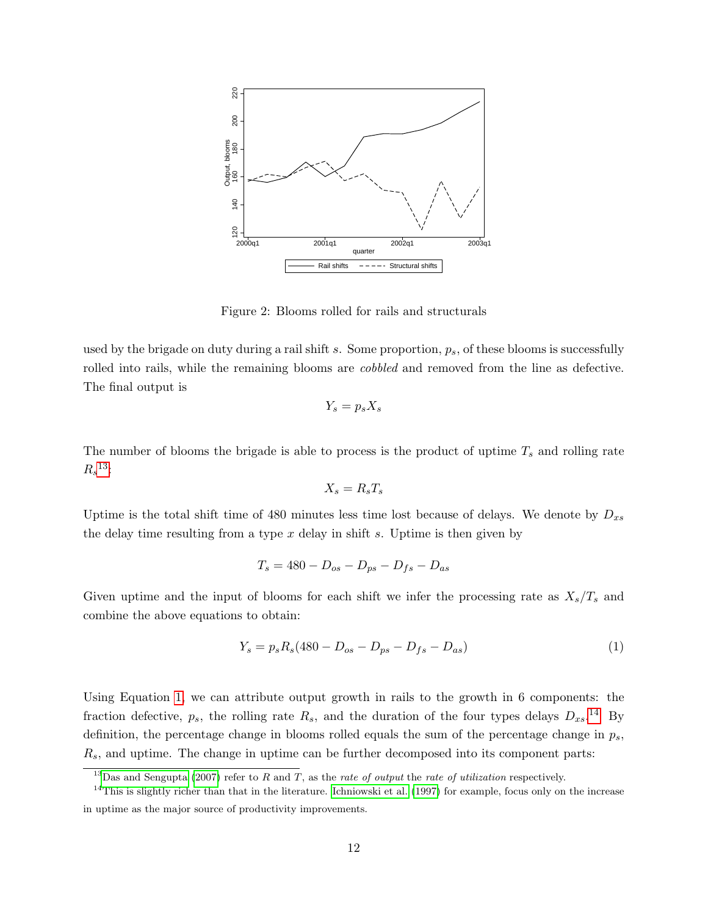Figure 2: Blooms rolled for rails and structurals

used by the brigade on duty during a rail shift $s$. Some proportion, $p_s$, of these blooms is successfully rolled into rails, while the remaining blooms are *cobbled* and removed from the line as defective. The final output is

$$Y_s = p_s X_s$$

The number of blooms the brigade is able to process is the product of uptime $T_s$ and rolling rate $R_s$[13]:

$$X_s = R_s T_s$$

Uptime is the total shift time of 480 minutes less time lost because of delays. We denote by $D_{xs}$ the delay time resulting from a type $x$ delay in shift $s$. Uptime is then given by

$$T_s = 480 - D_{os} - D_{ps} - D_{fs} - D_{as}$$

Given uptime and the input of blooms for each shift we infer the processing rate as $X_s/T_s$ and combine the above equations to obtain:

$$Y_s = p_s R_s (480 - D_{os} - D_{ps} - D_{fs} - D_{as}) \tag{1}$$

Using Equation 1, we can attribute output growth in rails to the growth in 6 components: the fraction defective, $p_s$, the rolling rate $R_s$, and the duration of the four types delays $D_{xs}$.[14] By definition, the percentage change in blooms rolled equals the sum of the percentage change in $p_s$, $R_s$, and uptime. The change in uptime can be further decomposed into its component parts:

[13] Das and Sengupta (2007) refer to $R$ and $T$, as the *rate of output* the *rate of utilization* respectively.

[14] This is slightly richer than that in the literature. Ichniowski et al. (1997) for example, focus only on the increase in uptime as the major source of productivity improvements.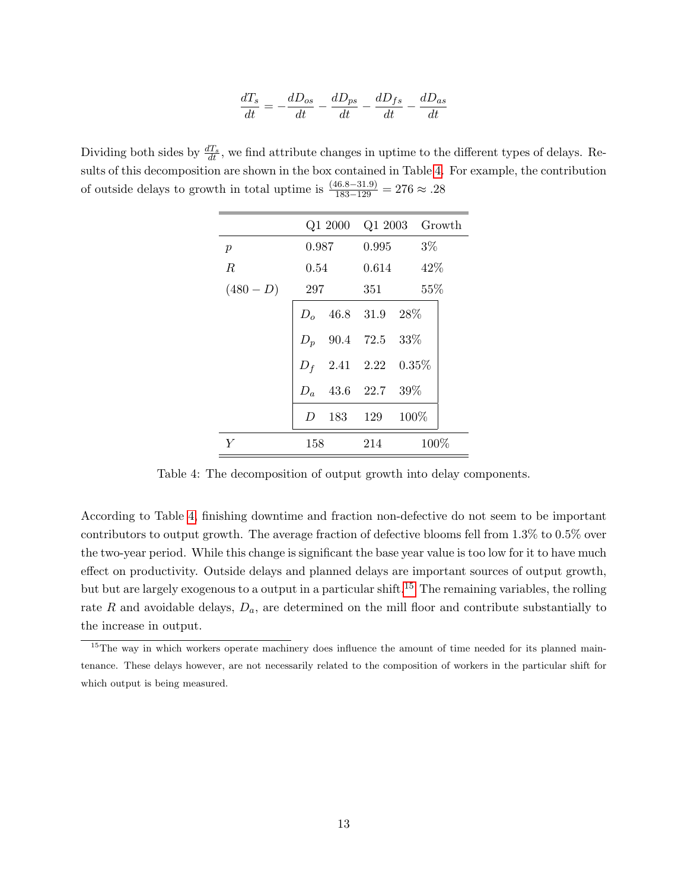$$\frac{dT_s}{dt} = -\frac{dD_{os}}{dt} - \frac{dD_{ps}}{dt} - \frac{dD_{fs}}{dt} - \frac{dD_{as}}{dt}$$

Dividing both sides by $\frac{dT_s}{dt}$, we find attribute changes in uptime to the different types of delays. Results of this decomposition are shown in the box contained in Table 4. For example, the contribution of outside delays to growth in total uptime is $\frac{(46.8-31.9)}{183-129} = 276 \approx .28$

| | | Q1 2000 | Q1 2003 | Growth |
|---|---|---|---|---|
| $p$ | | 0.987 | 0.995 | 3% |
| $R$ | | 0.54 | 0.614 | 42% |
| $(480-D)$ | | 297 | 351 | 55% |
| | $D_o$ | 46.8 | 31.9 | 28% |
| | $D_p$ | 90.4 | 72.5 | 33% |
| | $D_f$ | 2.41 | 2.22 | 0.35% |
| | $D_a$ | 43.6 | 22.7 | 39% |
| | $D$ | 183 | 129 | 100% |
| $Y$ | | 158 | 214 | 100% |

Table 4: The decomposition of output growth into delay components.

According to Table 4, finishing downtime and fraction non-defective do not seem to be important contributors to output growth. The average fraction of defective blooms fell from 1.3% to 0.5% over the two-year period. While this change is significant the base year value is too low for it to have much effect on productivity. Outside delays and planned delays are important sources of output growth, but but are largely exogenous to a output in a particular shift.[15] The remaining variables, the rolling rate $R$ and avoidable delays, $D_a$, are determined on the mill floor and contribute substantially to the increase in output.

[15] The way in which workers operate machinery does influence the amount of time needed for its planned maintenance. These delays however, are not necessarily related to the composition of workers in the particular shift for which output is being measured.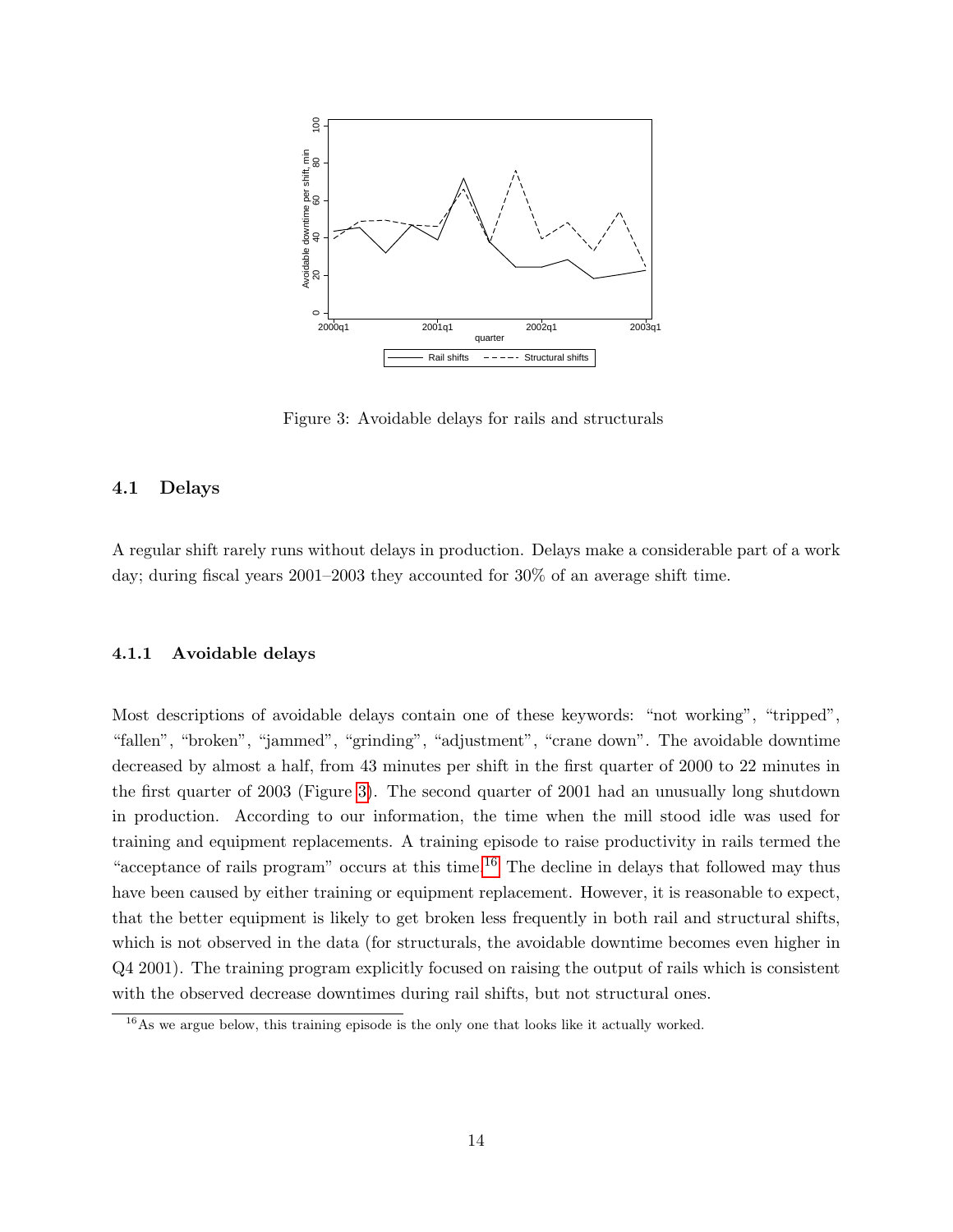Figure 3: Avoidable delays for rails and structurals

### 4.1 Delays

A regular shift rarely runs without delays in production. Delays make a considerable part of a work day; during fiscal years 2001–2003 they accounted for 30% of an average shift time.

#### 4.1.1 Avoidable delays

Most descriptions of avoidable delays contain one of these keywords: "not working", "tripped", "fallen", "broken", "jammed", "grinding", "adjustment", "crane down". The avoidable downtime decreased by almost a half, from 43 minutes per shift in the first quarter of 2000 to 22 minutes in the first quarter of 2003 (Figure 3). The second quarter of 2001 had an unusually long shutdown in production. According to our information, the time when the mill stood idle was used for training and equipment replacements. A training episode to raise productivity in rails termed the "acceptance of rails program" occurs at this time.[16] The decline in delays that followed may thus have been caused by either training or equipment replacement. However, it is reasonable to expect, that the better equipment is likely to get broken less frequently in both rail and structural shifts, which is not observed in the data (for structurals, the avoidable downtime becomes even higher in Q4 2001). The training program explicitly focused on raising the output of rails which is consistent with the observed decrease downtimes during rail shifts, but not structural ones.

[16] As we argue below, this training episode is the only one that looks like it actually worked.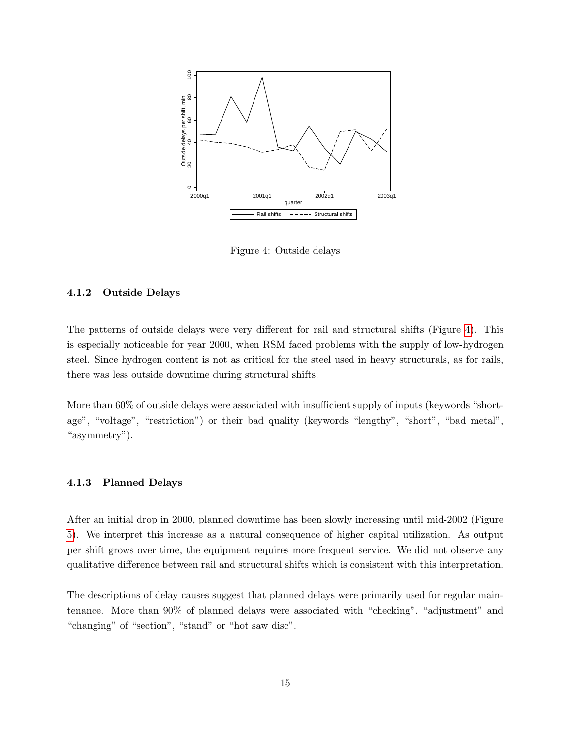Figure 4: Outside delays

### 4.1.2 Outside Delays

The patterns of outside delays were very different for rail and structural shifts (Figure 4). This is especially noticeable for year 2000, when RSM faced problems with the supply of low-hydrogen steel. Since hydrogen content is not as critical for the steel used in heavy structurals, as for rails, there was less outside downtime during structural shifts.

More than 60% of outside delays were associated with insufficient supply of inputs (keywords "shortage", "voltage", "restriction") or their bad quality (keywords "lengthy", "short", "bad metal", "asymmetry").

### 4.1.3 Planned Delays

After an initial drop in 2000, planned downtime has been slowly increasing until mid-2002 (Figure 5). We interpret this increase as a natural consequence of higher capital utilization. As output per shift grows over time, the equipment requires more frequent service. We did not observe any qualitative difference between rail and structural shifts which is consistent with this interpretation.

The descriptions of delay causes suggest that planned delays were primarily used for regular maintenance. More than 90% of planned delays were associated with "checking", "adjustment" and "changing" of "section", "stand" or "hot saw disc".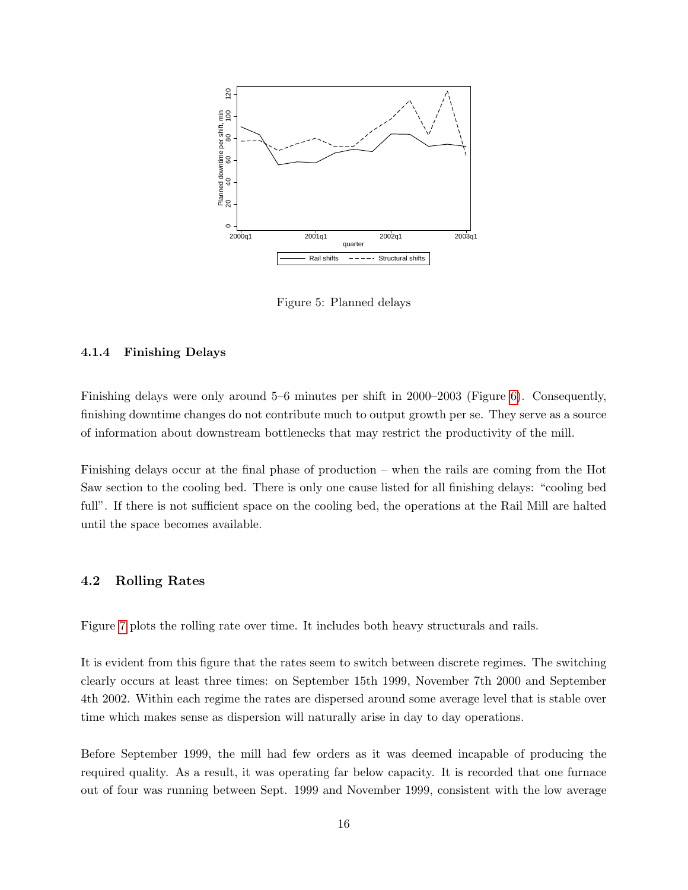Figure 5: Planned delays

#### 4.1.4 Finishing Delays

Finishing delays were only around 5–6 minutes per shift in 2000–2003 (Figure 6). Consequently, finishing downtime changes do not contribute much to output growth per se. They serve as a source of information about downstream bottlenecks that may restrict the productivity of the mill.

Finishing delays occur at the final phase of production – when the rails are coming from the Hot Saw section to the cooling bed. There is only one cause listed for all finishing delays: "cooling bed full". If there is not sufficient space on the cooling bed, the operations at the Rail Mill are halted until the space becomes available.

### 4.2 Rolling Rates

Figure 7 plots the rolling rate over time. It includes both heavy structurals and rails.

It is evident from this figure that the rates seem to switch between discrete regimes. The switching clearly occurs at least three times: on September 15th 1999, November 7th 2000 and September 4th 2002. Within each regime the rates are dispersed around some average level that is stable over time which makes sense as dispersion will naturally arise in day to day operations.

Before September 1999, the mill had few orders as it was deemed incapable of producing the required quality. As a result, it was operating far below capacity. It is recorded that one furnace out of four was running between Sept. 1999 and November 1999, consistent with the low average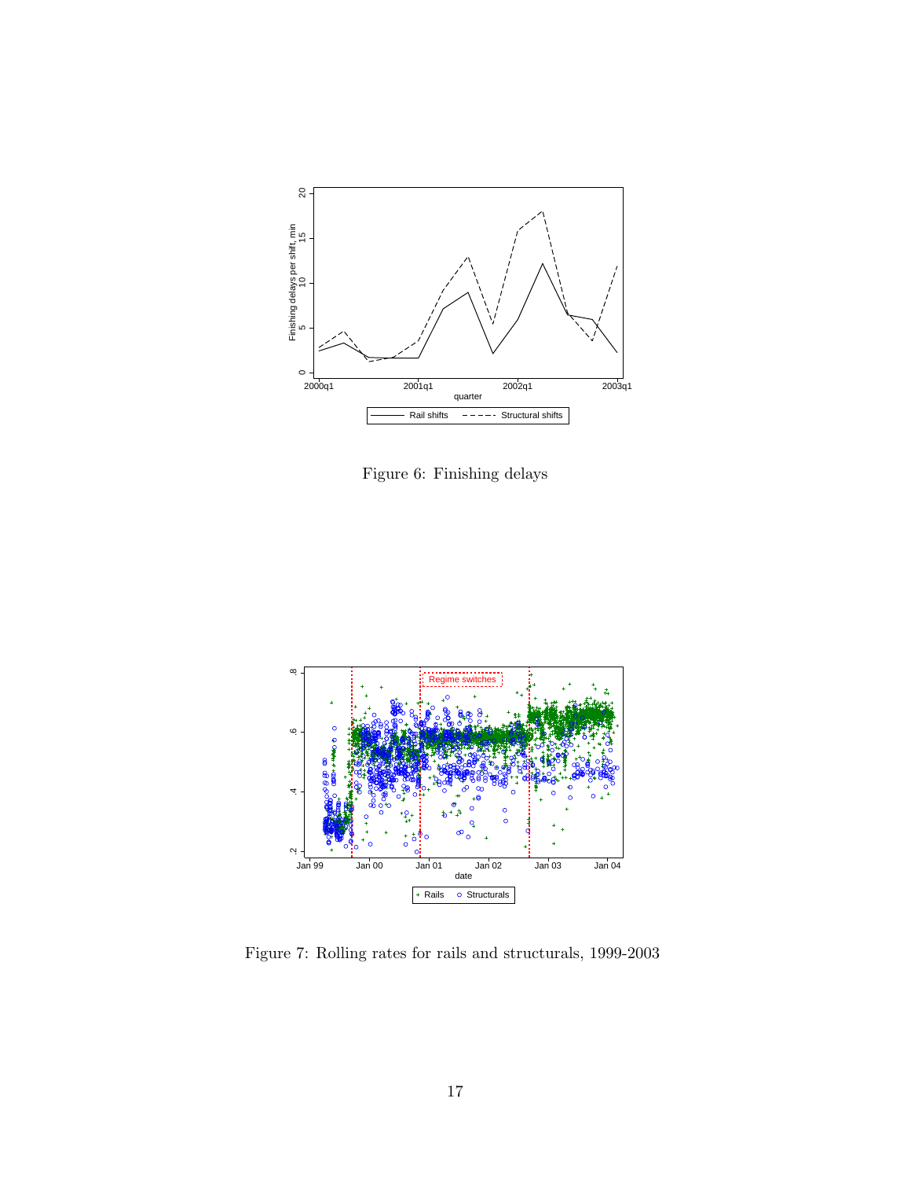Figure 6: Finishing delays

Figure 7: Rolling rates for rails and structurals, 1999-2003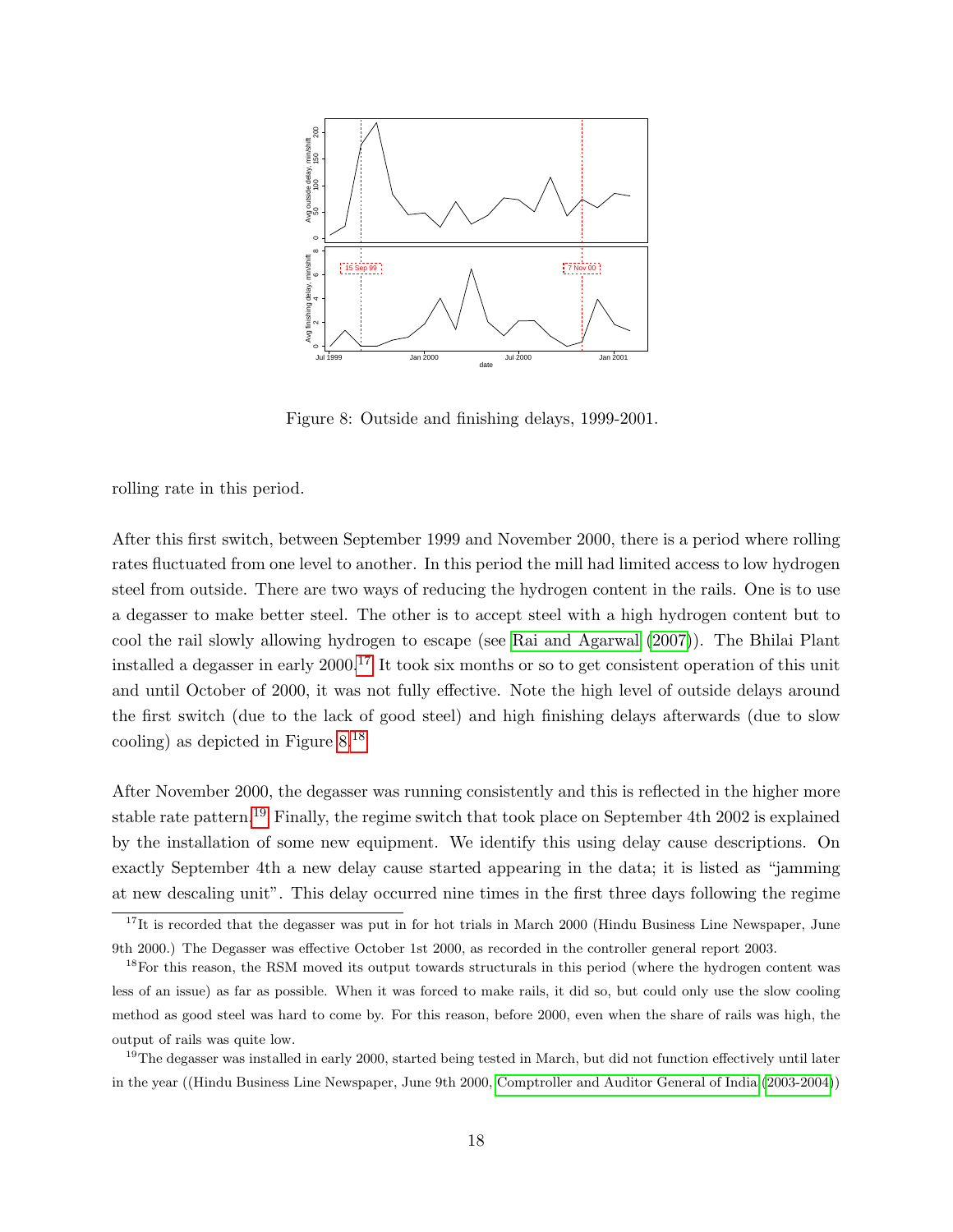Figure 8: Outside and finishing delays, 1999-2001.

rolling rate in this period.

After this first switch, between September 1999 and November 2000, there is a period where rolling rates fluctuated from one level to another. In this period the mill had limited access to low hydrogen steel from outside. There are two ways of reducing the hydrogen content in the rails. One is to use a degasser to make better steel. The other is to accept steel with a high hydrogen content but to cool the rail slowly allowing hydrogen to escape (see Rai and Agarwal (2007)). The Bhilai Plant installed a degasser in early 2000.[17] It took six months or so to get consistent operation of this unit and until October of 2000, it was not fully effective. Note the high level of outside delays around the first switch (due to the lack of good steel) and high finishing delays afterwards (due to slow cooling) as depicted in Figure 8.[18]

After November 2000, the degasser was running consistently and this is reflected in the higher more stable rate pattern.[19] Finally, the regime switch that took place on September 4th 2002 is explained by the installation of some new equipment. We identify this using delay cause descriptions. On exactly September 4th a new delay cause started appearing in the data; it is listed as "jamming at new descaling unit". This delay occurred nine times in the first three days following the regime

[17] It is recorded that the degasser was put in for hot trials in March 2000 (Hindu Business Line Newspaper, June 9th 2000.) The Degasser was effective October 1st 2000, as recorded in the controller general report 2003.

[18] For this reason, the RSM moved its output towards structurals in this period (where the hydrogen content was less of an issue) as far as possible. When it was forced to make rails, it did so, but could only use the slow cooling method as good steel was hard to come by. For this reason, before 2000, even when the share of rails was high, the output of rails was quite low.

[19] The degasser was installed in early 2000, started being tested in March, but did not function effectively until later in the year ((Hindu Business Line Newspaper, June 9th 2000, Comptroller and Auditor General of India (2003-2004))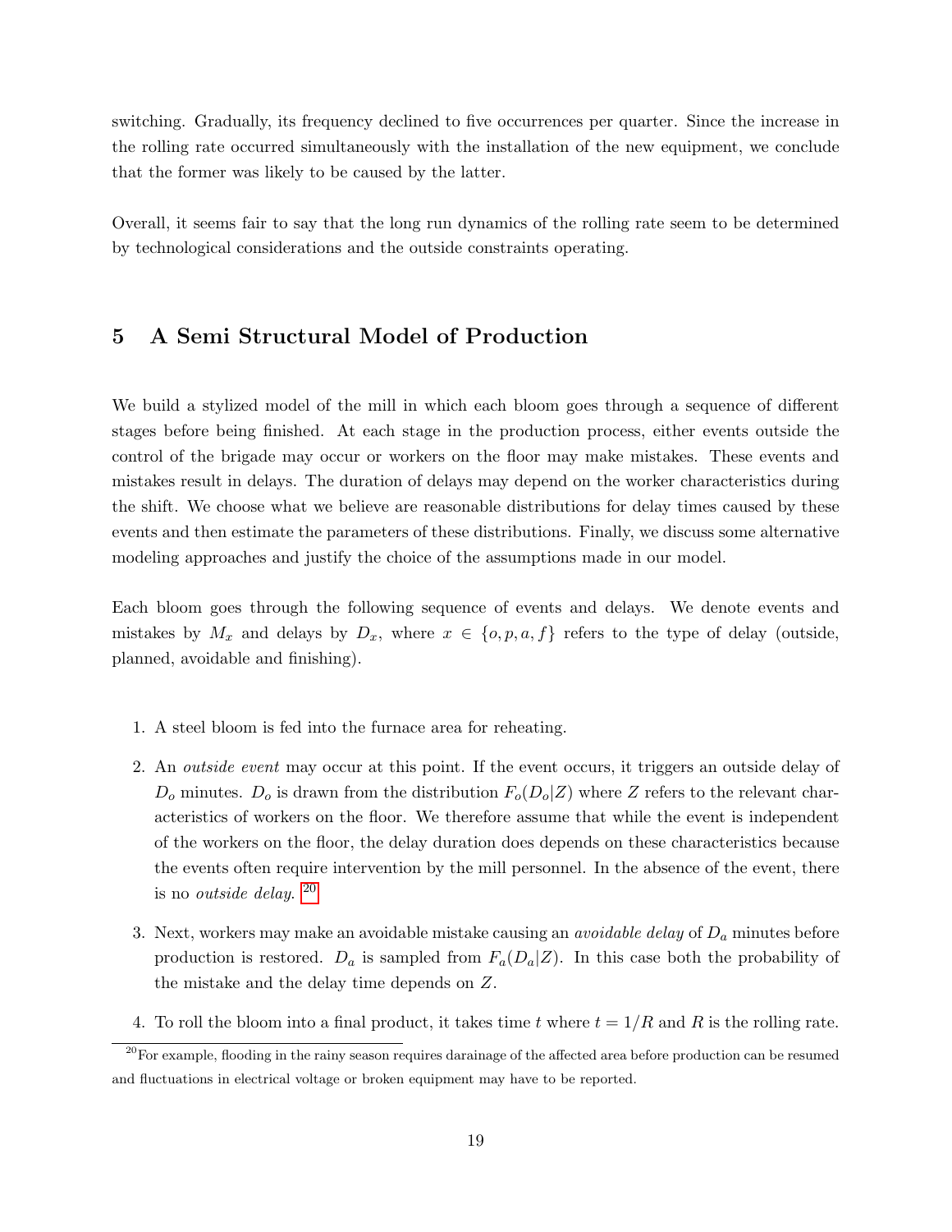switching. Gradually, its frequency declined to five occurrences per quarter. Since the increase in the rolling rate occurred simultaneously with the installation of the new equipment, we conclude that the former was likely to be caused by the latter.

Overall, it seems fair to say that the long run dynamics of the rolling rate seem to be determined by technological considerations and the outside constraints operating.

## 5 A Semi Structural Model of Production

We build a stylized model of the mill in which each bloom goes through a sequence of different stages before being finished. At each stage in the production process, either events outside the control of the brigade may occur or workers on the floor may make mistakes. These events and mistakes result in delays. The duration of delays may depend on the worker characteristics during the shift. We choose what we believe are reasonable distributions for delay times caused by these events and then estimate the parameters of these distributions. Finally, we discuss some alternative modeling approaches and justify the choice of the assumptions made in our model.

Each bloom goes through the following sequence of events and delays. We denote events and mistakes by $M_x$ and delays by $D_x$, where $x \in \{o, p, a, f\}$ refers to the type of delay (outside, planned, avoidable and finishing).

1. A steel bloom is fed into the furnace area for reheating.
2. An *outside event* may occur at this point. If the event occurs, it triggers an outside delay of $D_o$ minutes. $D_o$ is drawn from the distribution $F_o(D_o|Z)$ where $Z$ refers to the relevant characteristics of workers on the floor. We therefore assume that while the event is independent of the workers on the floor, the delay duration does depends on these characteristics because the events often require intervention by the mill personnel. In the absence of the event, there is no *outside delay.* [20]
3. Next, workers may make an avoidable mistake causing an *avoidable delay* of $D_a$ minutes before production is restored. $D_a$ is sampled from $F_a(D_a|Z)$. In this case both the probability of the mistake and the delay time depends on $Z$.
4. To roll the bloom into a final product, it takes time $t$ where $t = 1/R$ and $R$ is the rolling rate.

[20] For example, flooding in the rainy season requires darainage of the affected area before production can be resumed and fluctuations in electrical voltage or broken equipment may have to be reported.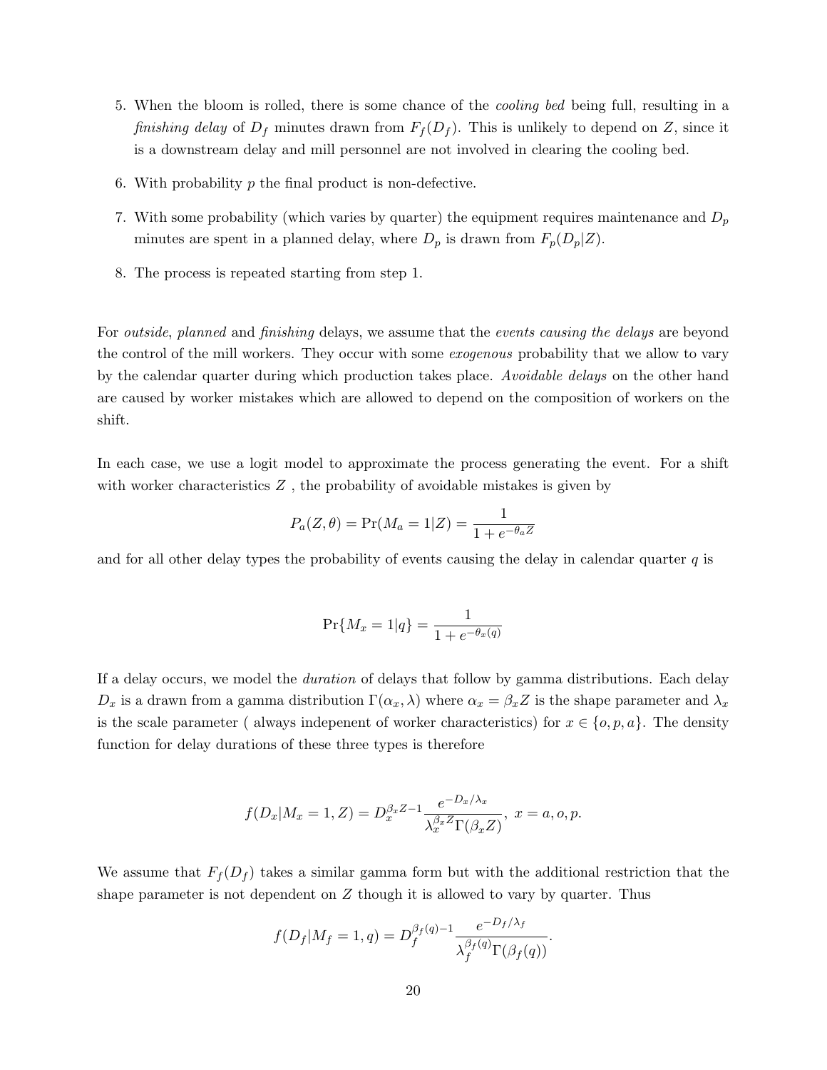5. When the bloom is rolled, there is some chance of the *cooling bed* being full, resulting in a *finishing delay* of $D_f$ minutes drawn from $F_f(D_f)$. This is unlikely to depend on $Z$, since it is a downstream delay and mill personnel are not involved in clearing the cooling bed.

6. With probability $p$ the final product is non-defective.

7. With some probability (which varies by quarter) the equipment requires maintenance and $D_p$ minutes are spent in a planned delay, where $D_p$ is drawn from $F_p(D_p|Z)$.

8. The process is repeated starting from step 1.

For *outside*, *planned* and *finishing* delays, we assume that the *events causing the delays* are beyond the control of the mill workers. They occur with some *exogenous* probability that we allow to vary by the calendar quarter during which production takes place. *Avoidable delays* on the other hand are caused by worker mistakes which are allowed to depend on the composition of workers on the shift.

In each case, we use a logit model to approximate the process generating the event. For a shift with worker characteristics $Z$ , the probability of avoidable mistakes is given by

$$P_a(Z, \theta) = \Pr(M_a = 1|Z) = \frac{1}{1 + e^{-\theta_a Z}}$$

and for all other delay types the probability of events causing the delay in calendar quarter $q$ is

$$\Pr\{M_x = 1|q\} = \frac{1}{1 + e^{-\theta_x(q)}}$$

If a delay occurs, we model the *duration* of delays that follow by gamma distributions. Each delay $D_x$ is a drawn from a gamma distribution $\Gamma(\alpha_x, \lambda)$ where $\alpha_x = \beta_x Z$ is the shape parameter and $\lambda_x$ is the scale parameter ( always indepenent of worker characteristics) for $x \in \{o, p, a\}$. The density function for delay durations of these three types is therefore

$$f(D_x|M_x = 1, Z) = D_x^{\beta_x Z - 1} \frac{e^{-D_x/\lambda_x}}{\lambda_x^{\beta_x Z}\Gamma(\beta_x Z)}, \; x = a, o, p.$$

We assume that $F_f(D_f)$ takes a similar gamma form but with the additional restriction that the shape parameter is not dependent on $Z$ though it is allowed to vary by quarter. Thus

$$f(D_f|M_f = 1, q) = D_f^{\beta_f(q)-1} \frac{e^{-D_f/\lambda_f}}{\lambda_f^{\beta_f(q)}\Gamma(\beta_f(q))}.$$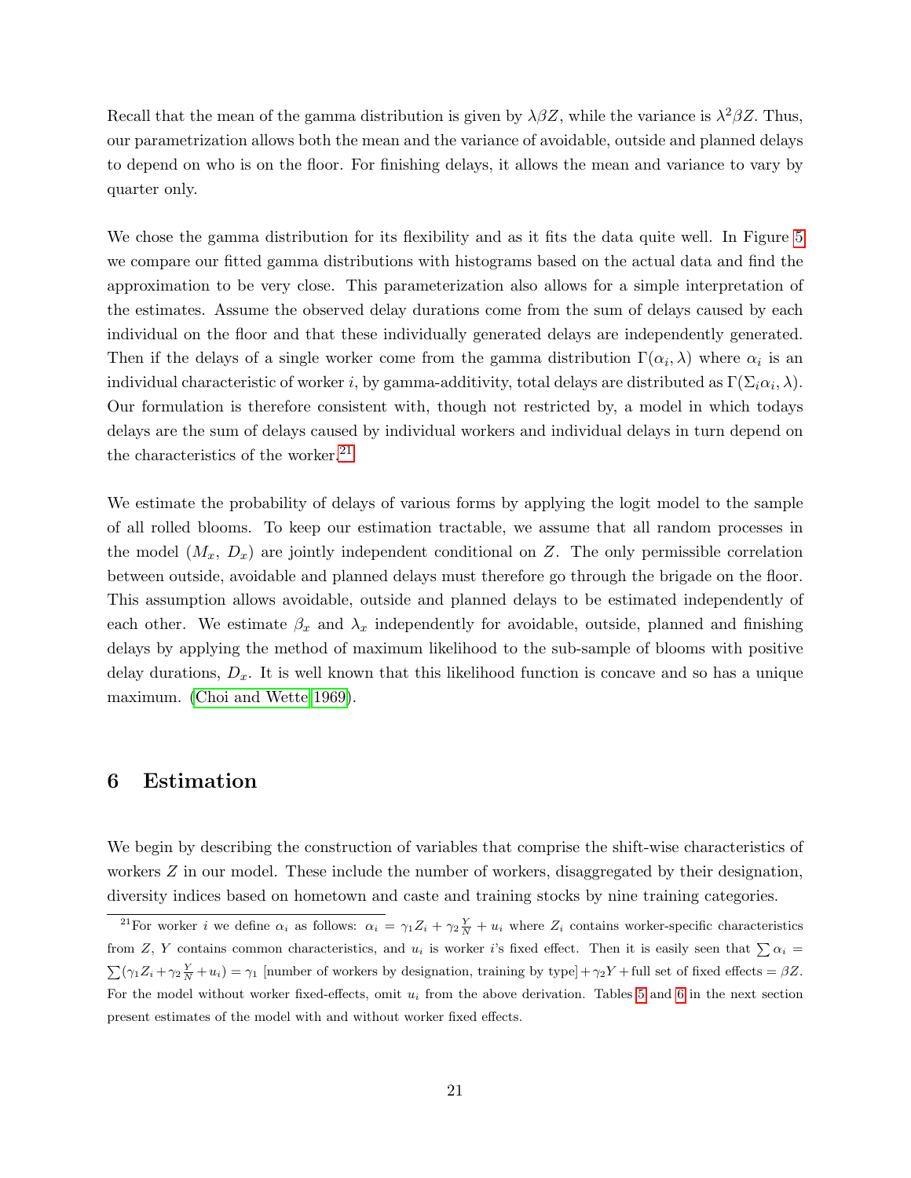Recall that the mean of the gamma distribution is given by $\lambda\beta Z$, while the variance is $\lambda^2\beta Z$. Thus, our parametrization allows both the mean and the variance of avoidable, outside and planned delays to depend on who is on the floor. For finishing delays, it allows the mean and variance to vary by quarter only.

We chose the gamma distribution for its flexibility and as it fits the data quite well. In Figure 5 we compare our fitted gamma distributions with histograms based on the actual data and find the approximation to be very close. This parameterization also allows for a simple interpretation of the estimates. Assume the observed delay durations come from the sum of delays caused by each individual on the floor and that these individually generated delays are independently generated. Then if the delays of a single worker come from the gamma distribution $\Gamma(\alpha_i, \lambda)$ where $\alpha_i$ is an individual characteristic of worker $i$, by gamma-additivity, total delays are distributed as $\Gamma(\Sigma_i \alpha_i, \lambda)$. Our formulation is therefore consistent with, though not restricted by, a model in which todays delays are the sum of delays caused by individual workers and individual delays in turn depend on the characteristics of the worker.[21]

We estimate the probability of delays of various forms by applying the logit model to the sample of all rolled blooms. To keep our estimation tractable, we assume that all random processes in the model ($M_x$, $D_x$) are jointly independent conditional on $Z$. The only permissible correlation between outside, avoidable and planned delays must therefore go through the brigade on the floor. This assumption allows avoidable, outside and planned delays to be estimated independently of each other. We estimate $\beta_x$ and $\lambda_x$ independently for avoidable, outside, planned and finishing delays by applying the method of maximum likelihood to the sub-sample of blooms with positive delay durations, $D_x$. It is well known that this likelihood function is concave and so has a unique maximum. (Choi and Wette 1969).

## 6 Estimation

We begin by describing the construction of variables that comprise the shift-wise characteristics of workers $Z$ in our model. These include the number of workers, disaggregated by their designation, diversity indices based on hometown and caste and training stocks by nine training categories.

[21]For worker $i$ we define $\alpha_i$ as follows: $\alpha_i = \gamma_1 Z_i + \gamma_2 \frac{Y}{N} + u_i$ where $Z_i$ contains worker-specific characteristics from $Z$, $Y$ contains common characteristics, and $u_i$ is worker $i$'s fixed effect. Then it is easily seen that $\sum \alpha_i = \sum(\gamma_1 Z_i + \gamma_2 \frac{Y}{N} + u_i) = \gamma_1$ [number of workers by designation, training by type] $+ \gamma_2 Y +$ full set of fixed effects $= \beta Z$. For the model without worker fixed-effects, omit $u_i$ from the above derivation. Tables 5 and 6 in the next section present estimates of the model with and without worker fixed effects.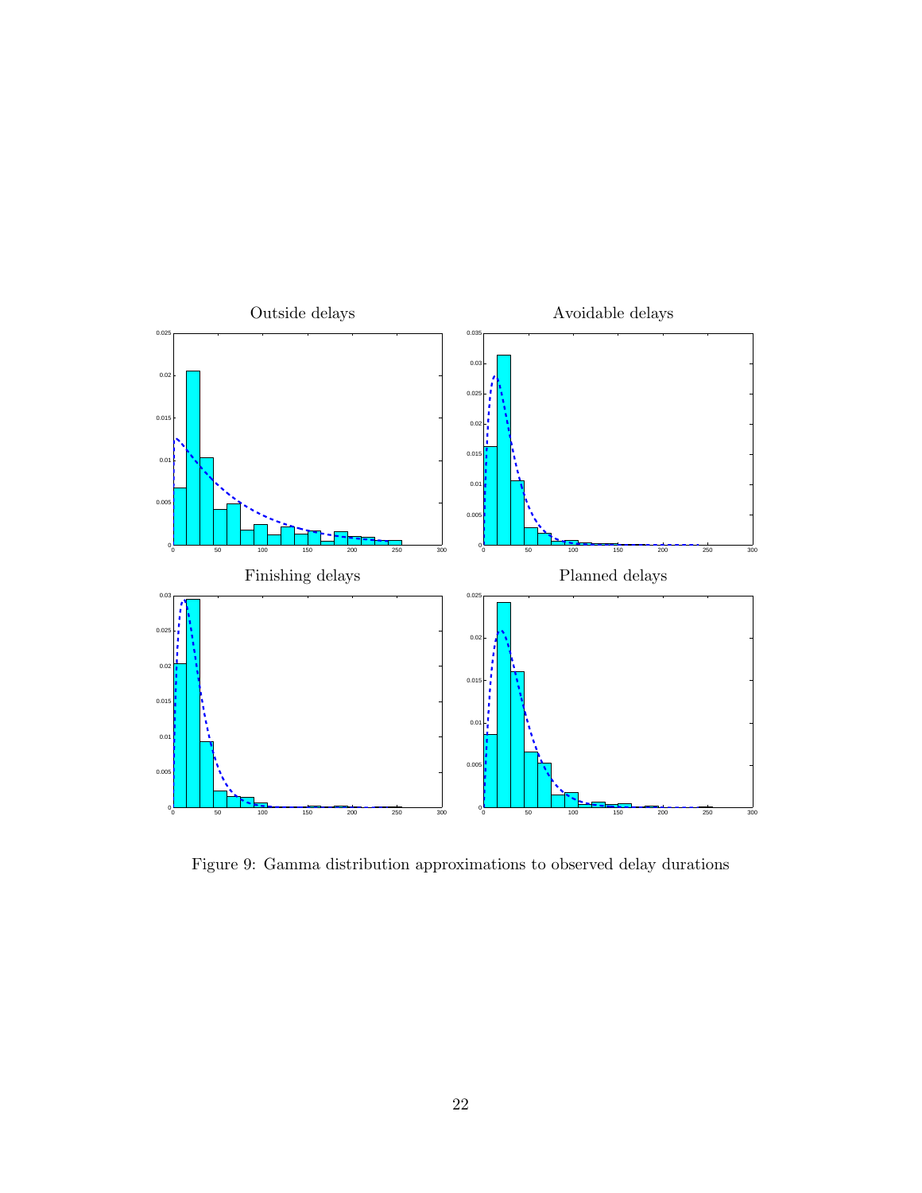Figure 9: Gamma distribution approximations to observed delay durations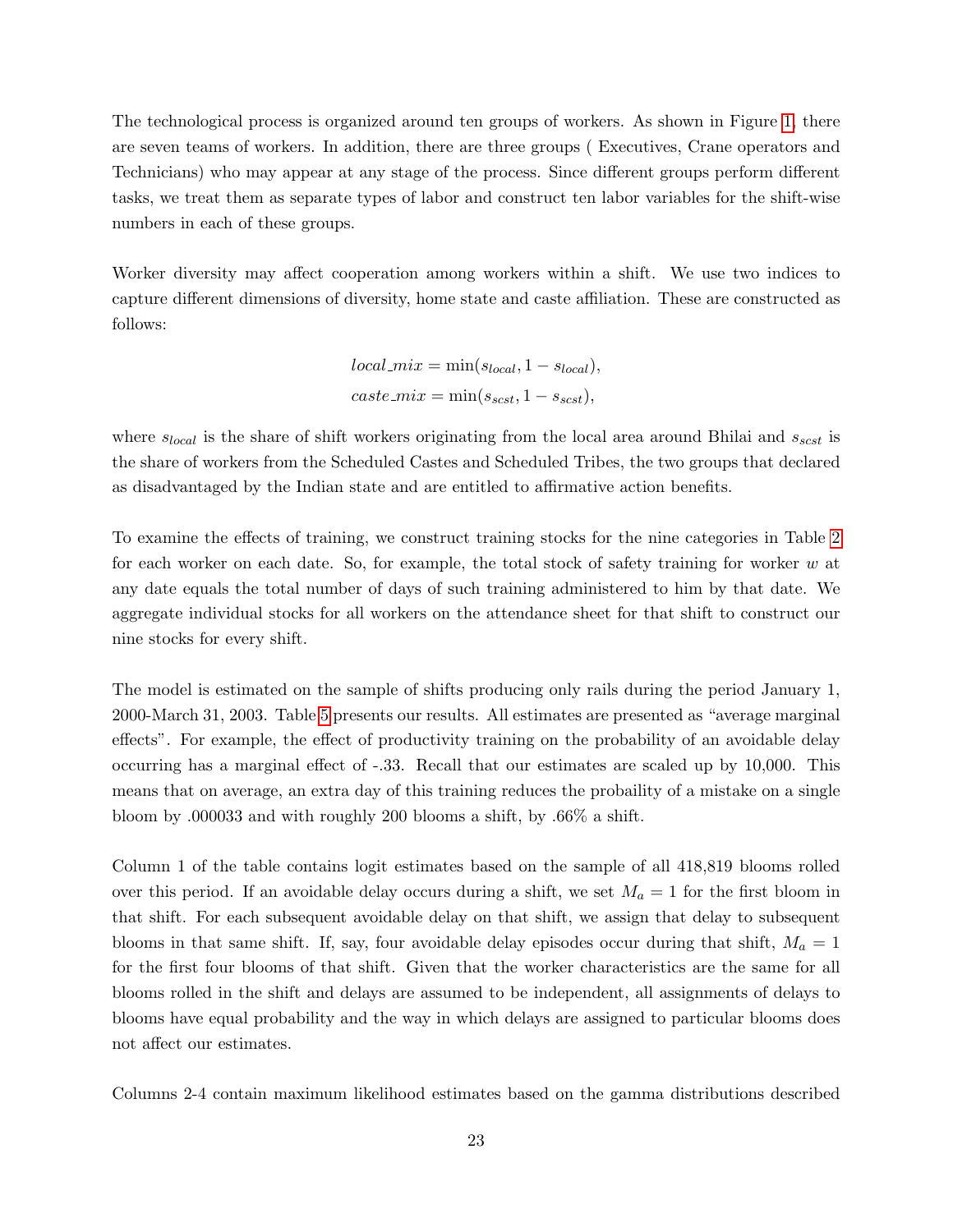The technological process is organized around ten groups of workers. As shown in Figure 1, there are seven teams of workers. In addition, there are three groups ( Executives, Crane operators and Technicians) who may appear at any stage of the process. Since different groups perform different tasks, we treat them as separate types of labor and construct ten labor variables for the shift-wise numbers in each of these groups.

Worker diversity may affect cooperation among workers within a shift. We use two indices to capture different dimensions of diversity, home state and caste affiliation. These are constructed as follows:

$$local\_mix = \min(s_{local}, 1 - s_{local}),$$

$$caste\_mix = \min(s_{scst}, 1 - s_{scst}),$$

where $s_{local}$ is the share of shift workers originating from the local area around Bhilai and $s_{scst}$ is the share of workers from the Scheduled Castes and Scheduled Tribes, the two groups that declared as disadvantaged by the Indian state and are entitled to affirmative action benefits.

To examine the effects of training, we construct training stocks for the nine categories in Table 2 for each worker on each date. So, for example, the total stock of safety training for worker $w$ at any date equals the total number of days of such training administered to him by that date. We aggregate individual stocks for all workers on the attendance sheet for that shift to construct our nine stocks for every shift.

The model is estimated on the sample of shifts producing only rails during the period January 1, 2000-March 31, 2003. Table 5 presents our results. All estimates are presented as "average marginal effects". For example, the effect of productivity training on the probability of an avoidable delay occurring has a marginal effect of -.33. Recall that our estimates are scaled up by 10,000. This means that on average, an extra day of this training reduces the probaility of a mistake on a single bloom by .000033 and with roughly 200 blooms a shift, by .66% a shift.

Column 1 of the table contains logit estimates based on the sample of all 418,819 blooms rolled over this period. If an avoidable delay occurs during a shift, we set $M_a = 1$ for the first bloom in that shift. For each subsequent avoidable delay on that shift, we assign that delay to subsequent blooms in that same shift. If, say, four avoidable delay episodes occur during that shift, $M_a = 1$ for the first four blooms of that shift. Given that the worker characteristics are the same for all blooms rolled in the shift and delays are assumed to be independent, all assignments of delays to blooms have equal probability and the way in which delays are assigned to particular blooms does not affect our estimates.

Columns 2-4 contain maximum likelihood estimates based on the gamma distributions described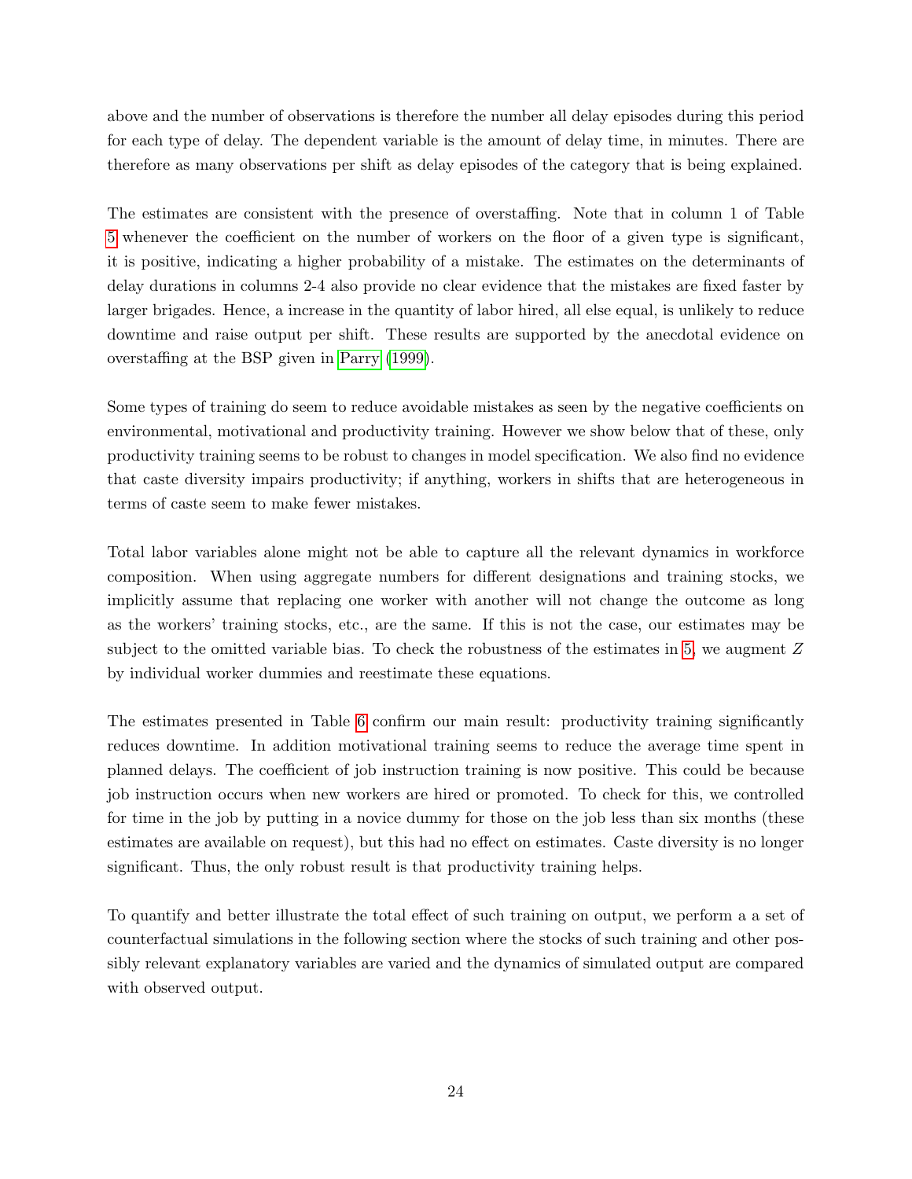above and the number of observations is therefore the number all delay episodes during this period for each type of delay. The dependent variable is the amount of delay time, in minutes. There are therefore as many observations per shift as delay episodes of the category that is being explained.

The estimates are consistent with the presence of overstaffing. Note that in column 1 of Table 5 whenever the coefficient on the number of workers on the floor of a given type is significant, it is positive, indicating a higher probability of a mistake. The estimates on the determinants of delay durations in columns 2-4 also provide no clear evidence that the mistakes are fixed faster by larger brigades. Hence, a increase in the quantity of labor hired, all else equal, is unlikely to reduce downtime and raise output per shift. These results are supported by the anecdotal evidence on overstaffing at the BSP given in Parry (1999).

Some types of training do seem to reduce avoidable mistakes as seen by the negative coefficients on environmental, motivational and productivity training. However we show below that of these, only productivity training seems to be robust to changes in model specification. We also find no evidence that caste diversity impairs productivity; if anything, workers in shifts that are heterogeneous in terms of caste seem to make fewer mistakes.

Total labor variables alone might not be able to capture all the relevant dynamics in workforce composition. When using aggregate numbers for different designations and training stocks, we implicitly assume that replacing one worker with another will not change the outcome as long as the workers' training stocks, etc., are the same. If this is not the case, our estimates may be subject to the omitted variable bias. To check the robustness of the estimates in 5, we augment $Z$ by individual worker dummies and reestimate these equations.

The estimates presented in Table 6 confirm our main result: productivity training significantly reduces downtime. In addition motivational training seems to reduce the average time spent in planned delays. The coefficient of job instruction training is now positive. This could be because job instruction occurs when new workers are hired or promoted. To check for this, we controlled for time in the job by putting in a novice dummy for those on the job less than six months (these estimates are available on request), but this had no effect on estimates. Caste diversity is no longer significant. Thus, the only robust result is that productivity training helps.

To quantify and better illustrate the total effect of such training on output, we perform a a set of counterfactual simulations in the following section where the stocks of such training and other possibly relevant explanatory variables are varied and the dynamics of simulated output are compared with observed output.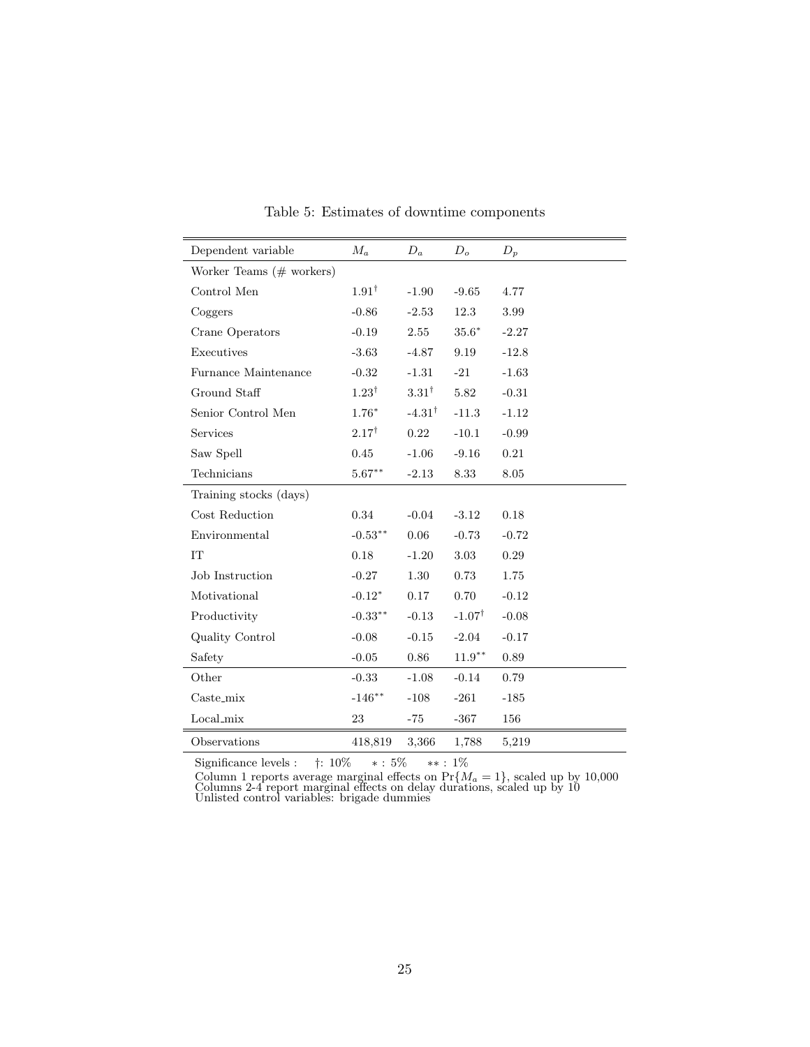Table 5: Estimates of downtime components

| Dependent variable | $M_a$ | $D_a$ | $D_o$ | $D_p$ |
|---|---|---|---|---|
| Worker Teams (# workers) | | | | |
| Control Men | $1.91^{\dagger}$ | -1.90 | -9.65 | 4.77 |
| Coggers | -0.86 | -2.53 | 12.3 | 3.99 |
| Crane Operators | -0.19 | 2.55 | $35.6^{*}$ | -2.27 |
| Executives | -3.63 | -4.87 | 9.19 | -12.8 |
| Furnance Maintenance | -0.32 | -1.31 | -21 | -1.63 |
| Ground Staff | $1.23^{\dagger}$ | $3.31^{\dagger}$ | 5.82 | -0.31 |
| Senior Control Men | $1.76^{*}$ | $-4.31^{\dagger}$ | -11.3 | -1.12 |
| Services | $2.17^{\dagger}$ | 0.22 | -10.1 | -0.99 |
| Saw Spell | 0.45 | -1.06 | -9.16 | 0.21 |
| Technicians | $5.67^{**}$ | -2.13 | 8.33 | 8.05 |
| Training stocks (days) | | | | |
| Cost Reduction | 0.34 | -0.04 | -3.12 | 0.18 |
| Environmental | $-0.53^{**}$ | 0.06 | -0.73 | -0.72 |
| IT | 0.18 | -1.20 | 3.03 | 0.29 |
| Job Instruction | -0.27 | 1.30 | 0.73 | 1.75 |
| Motivational | $-0.12^{*}$ | 0.17 | 0.70 | -0.12 |
| Productivity | $-0.33^{**}$ | -0.13 | $-1.07^{\dagger}$ | -0.08 |
| Quality Control | -0.08 | -0.15 | -2.04 | -0.17 |
| Safety | -0.05 | 0.86 | $11.9^{**}$ | 0.89 |
| Other | -0.33 | -1.08 | -0.14 | 0.79 |
| Caste_mix | $-146^{**}$ | -108 | -261 | -185 |
| Local_mix | 23 | -75 | -367 | 156 |
| Observations | 418,819 | 3,366 | 1,788 | 5,219 |

Significance levels : †: 10% $*$ : 5% $**$ : 1%

Column 1 reports average marginal effects on $\Pr\{M_a = 1\}$, scaled up by 10,000
Columns 2-4 report marginal effects on delay durations, scaled up by 10
Unlisted control variables: brigade dummies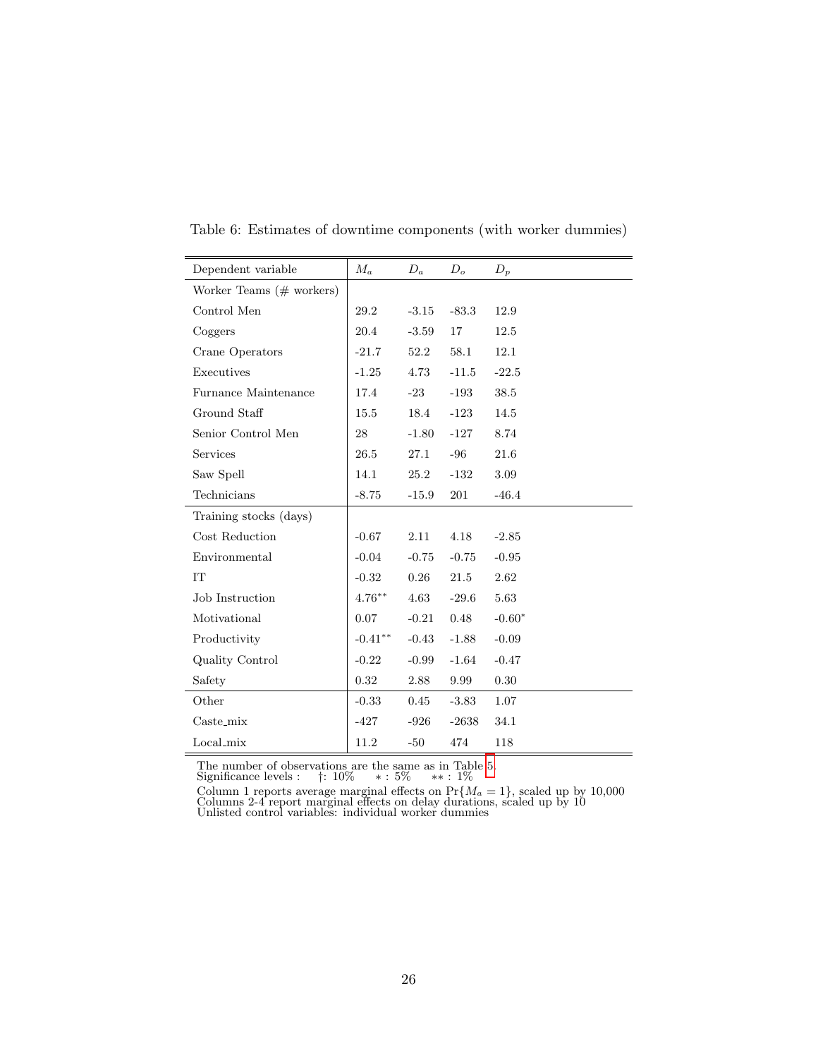Table 6: Estimates of downtime components (with worker dummies)

| Dependent variable | $M_a$ | $D_a$ | $D_o$ | $D_p$ |
|---|---|---|---|---|
| Worker Teams (# workers) | | | | |
| Control Men | 29.2 | -3.15 | -83.3 | 12.9 |
| Coggers | 20.4 | -3.59 | 17 | 12.5 |
| Crane Operators | -21.7 | 52.2 | 58.1 | 12.1 |
| Executives | -1.25 | 4.73 | -11.5 | -22.5 |
| Furnance Maintenance | 17.4 | -23 | -193 | 38.5 |
| Ground Staff | 15.5 | 18.4 | -123 | 14.5 |
| Senior Control Men | 28 | -1.80 | -127 | 8.74 |
| Services | 26.5 | 27.1 | -96 | 21.6 |
| Saw Spell | 14.1 | 25.2 | -132 | 3.09 |
| Technicians | -8.75 | -15.9 | 201 | -46.4 |
| Training stocks (days) | | | | |
| Cost Reduction | -0.67 | 2.11 | 4.18 | -2.85 |
| Environmental | -0.04 | -0.75 | -0.75 | -0.95 |
| IT | -0.32 | 0.26 | 21.5 | 2.62 |
| Job Instruction | $4.76^{**}$ | 4.63 | -29.6 | 5.63 |
| Motivational | 0.07 | -0.21 | 0.48 | $-0.60^{*}$ |
| Productivity | $-0.41^{**}$ | -0.43 | -1.88 | -0.09 |
| Quality Control | -0.22 | -0.99 | -1.64 | -0.47 |
| Safety | 0.32 | 2.88 | 9.99 | 0.30 |
| Other | -0.33 | 0.45 | -3.83 | 1.07 |
| Caste_mix | -427 | -926 | -2638 | 34.1 |
| Local_mix | 11.2 | -50 | 474 | 118 |

The number of observations are the same as in Table 5.
Significance levels : †: 10% $*$ : 5% $**$ : 1%
Column 1 reports average marginal effects on $\Pr\{M_a = 1\}$, scaled up by 10,000
Columns 2-4 report marginal effects on delay durations, scaled up by 10
Unlisted control variables: individual worker dummies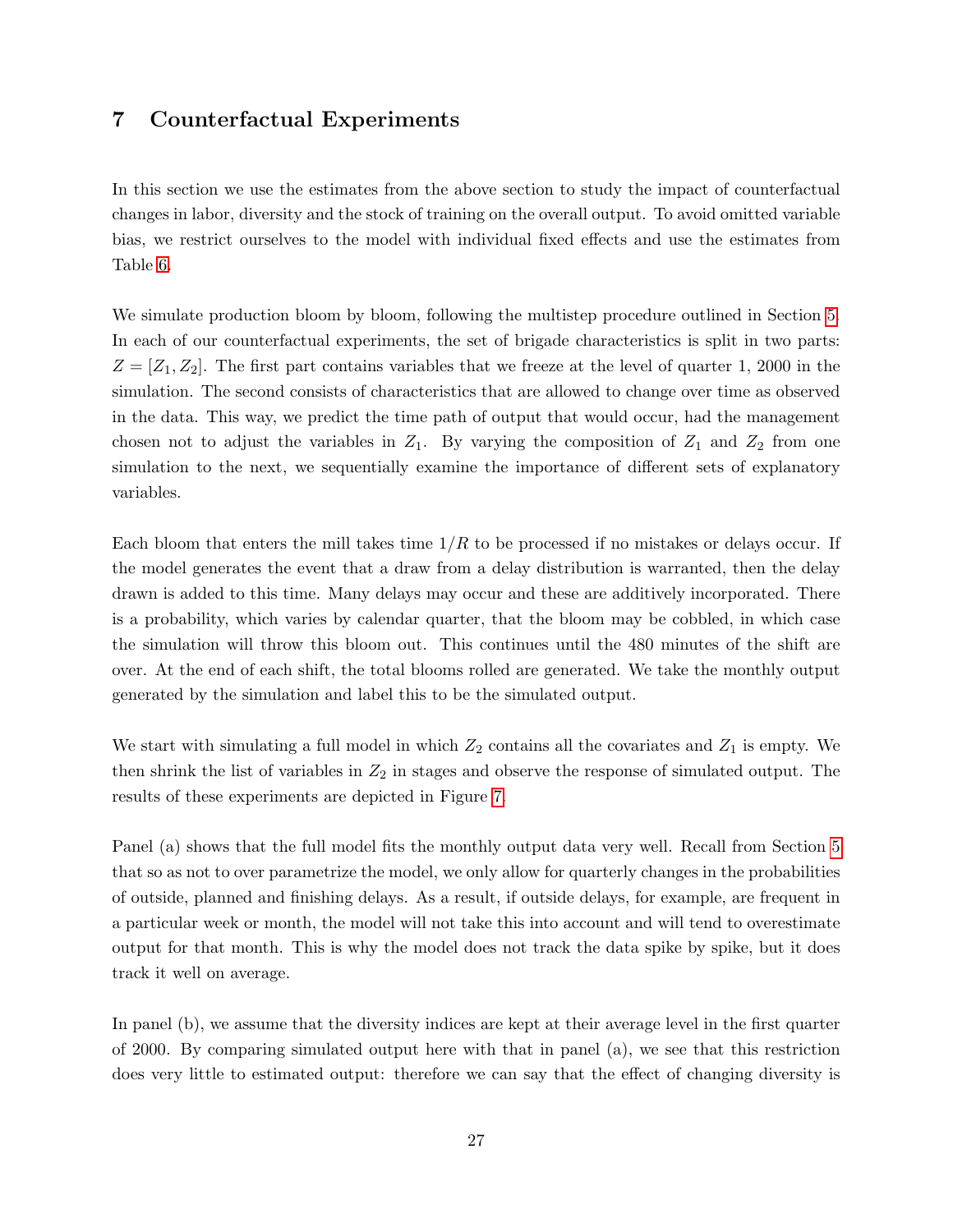# 7 Counterfactual Experiments

In this section we use the estimates from the above section to study the impact of counterfactual changes in labor, diversity and the stock of training on the overall output. To avoid omitted variable bias, we restrict ourselves to the model with individual fixed effects and use the estimates from Table 6.

We simulate production bloom by bloom, following the multistep procedure outlined in Section 5. In each of our counterfactual experiments, the set of brigade characteristics is split in two parts: $Z = [Z_1, Z_2]$. The first part contains variables that we freeze at the level of quarter 1, 2000 in the simulation. The second consists of characteristics that are allowed to change over time as observed in the data. This way, we predict the time path of output that would occur, had the management chosen not to adjust the variables in $Z_1$. By varying the composition of $Z_1$ and $Z_2$ from one simulation to the next, we sequentially examine the importance of different sets of explanatory variables.

Each bloom that enters the mill takes time $1/R$ to be processed if no mistakes or delays occur. If the model generates the event that a draw from a delay distribution is warranted, then the delay drawn is added to this time. Many delays may occur and these are additively incorporated. There is a probability, which varies by calendar quarter, that the bloom may be cobbled, in which case the simulation will throw this bloom out. This continues until the 480 minutes of the shift are over. At the end of each shift, the total blooms rolled are generated. We take the monthly output generated by the simulation and label this to be the simulated output.

We start with simulating a full model in which $Z_2$ contains all the covariates and $Z_1$ is empty. We then shrink the list of variables in $Z_2$ in stages and observe the response of simulated output. The results of these experiments are depicted in Figure 7.

Panel (a) shows that the full model fits the monthly output data very well. Recall from Section 5 that so as not to over parametrize the model, we only allow for quarterly changes in the probabilities of outside, planned and finishing delays. As a result, if outside delays, for example, are frequent in a particular week or month, the model will not take this into account and will tend to overestimate output for that month. This is why the model does not track the data spike by spike, but it does track it well on average.

In panel (b), we assume that the diversity indices are kept at their average level in the first quarter of 2000. By comparing simulated output here with that in panel (a), we see that this restriction does very little to estimated output: therefore we can say that the effect of changing diversity is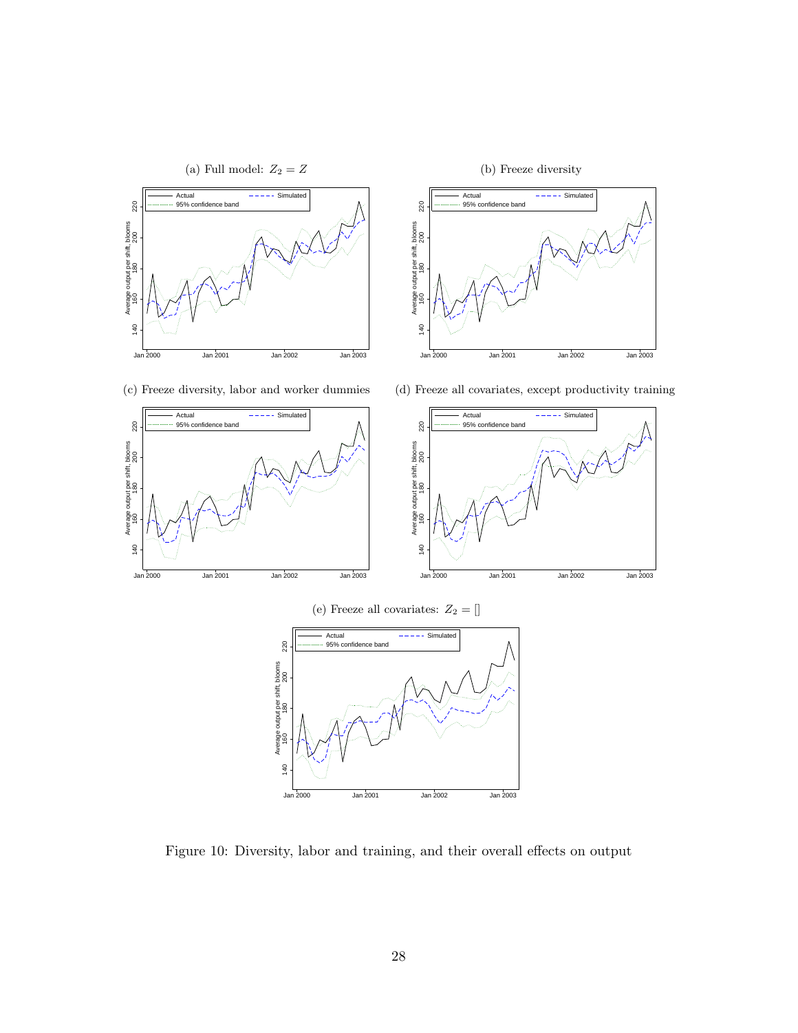(a) Full model: $Z_2 = Z$

(b) Freeze diversity

(c) Freeze diversity, labor and worker dummies

(d) Freeze all covariates, except productivity training

(e) Freeze all covariates: $Z_2 = []$

Figure 10: Diversity, labor and training, and their overall effects on output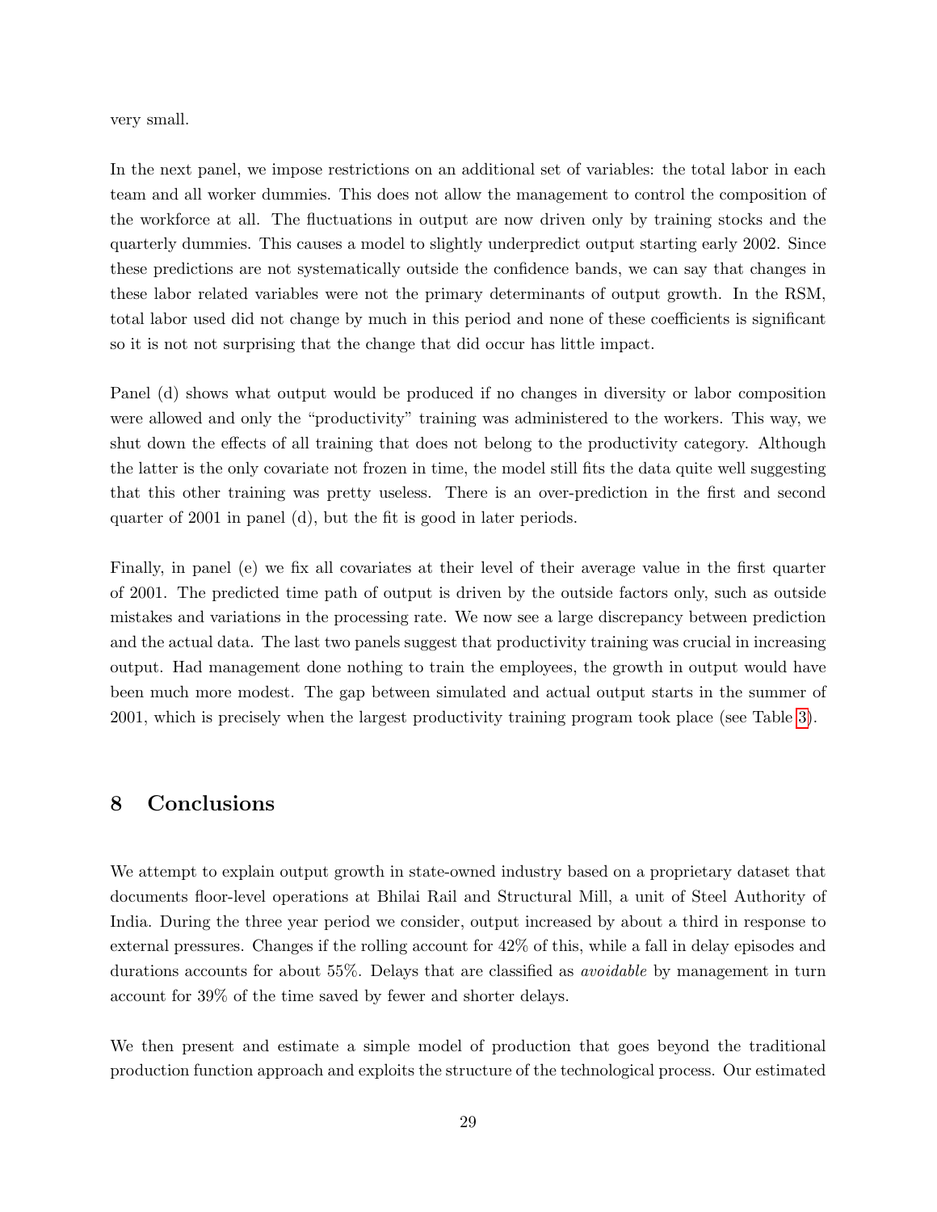very small.

In the next panel, we impose restrictions on an additional set of variables: the total labor in each team and all worker dummies. This does not allow the management to control the composition of the workforce at all. The fluctuations in output are now driven only by training stocks and the quarterly dummies. This causes a model to slightly underpredict output starting early 2002. Since these predictions are not systematically outside the confidence bands, we can say that changes in these labor related variables were not the primary determinants of output growth. In the RSM, total labor used did not change by much in this period and none of these coefficients is significant so it is not not surprising that the change that did occur has little impact.

Panel (d) shows what output would be produced if no changes in diversity or labor composition were allowed and only the "productivity" training was administered to the workers. This way, we shut down the effects of all training that does not belong to the productivity category. Although the latter is the only covariate not frozen in time, the model still fits the data quite well suggesting that this other training was pretty useless. There is an over-prediction in the first and second quarter of 2001 in panel (d), but the fit is good in later periods.

Finally, in panel (e) we fix all covariates at their level of their average value in the first quarter of 2001. The predicted time path of output is driven by the outside factors only, such as outside mistakes and variations in the processing rate. We now see a large discrepancy between prediction and the actual data. The last two panels suggest that productivity training was crucial in increasing output. Had management done nothing to train the employees, the growth in output would have been much more modest. The gap between simulated and actual output starts in the summer of 2001, which is precisely when the largest productivity training program took place (see Table 3).

## 8 Conclusions

We attempt to explain output growth in state-owned industry based on a proprietary dataset that documents floor-level operations at Bhilai Rail and Structural Mill, a unit of Steel Authority of India. During the three year period we consider, output increased by about a third in response to external pressures. Changes if the rolling account for 42% of this, while a fall in delay episodes and durations accounts for about 55%. Delays that are classified as *avoidable* by management in turn account for 39% of the time saved by fewer and shorter delays.

We then present and estimate a simple model of production that goes beyond the traditional production function approach and exploits the structure of the technological process. Our estimated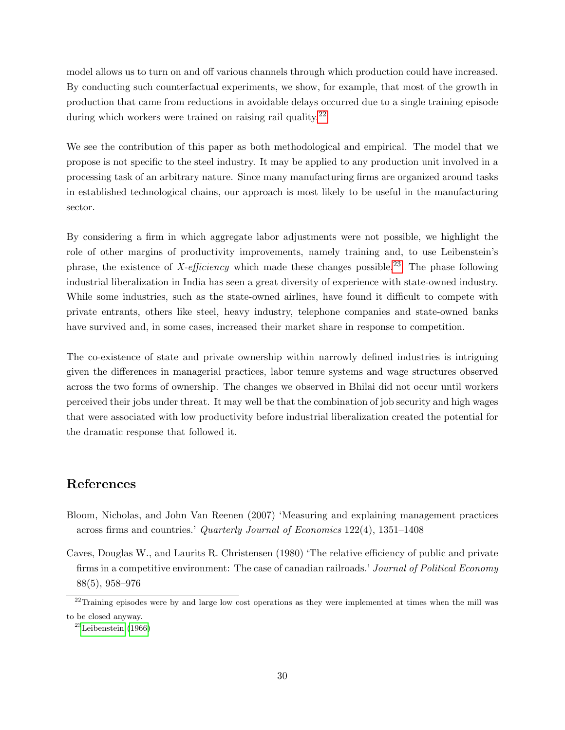model allows us to turn on and off various channels through which production could have increased. By conducting such counterfactual experiments, we show, for example, that most of the growth in production that came from reductions in avoidable delays occurred due to a single training episode during which workers were trained on raising rail quality.[22]

We see the contribution of this paper as both methodological and empirical. The model that we propose is not specific to the steel industry. It may be applied to any production unit involved in a processing task of an arbitrary nature. Since many manufacturing firms are organized around tasks in established technological chains, our approach is most likely to be useful in the manufacturing sector.

By considering a firm in which aggregate labor adjustments were not possible, we highlight the role of other margins of productivity improvements, namely training and, to use Leibenstein's phrase, the existence of *X-efficiency* which made these changes possible.[23] The phase following industrial liberalization in India has seen a great diversity of experience with state-owned industry. While some industries, such as the state-owned airlines, have found it difficult to compete with private entrants, others like steel, heavy industry, telephone companies and state-owned banks have survived and, in some cases, increased their market share in response to competition.

The co-existence of state and private ownership within narrowly defined industries is intriguing given the differences in managerial practices, labor tenure systems and wage structures observed across the two forms of ownership. The changes we observed in Bhilai did not occur until workers perceived their jobs under threat. It may well be that the combination of job security and high wages that were associated with low productivity before industrial liberalization created the potential for the dramatic response that followed it.

## References

Bloom, Nicholas, and John Van Reenen (2007) 'Measuring and explaining management practices across firms and countries.' *Quarterly Journal of Economics* 122(4), 1351–1408

Caves, Douglas W., and Laurits R. Christensen (1980) 'The relative efficiency of public and private firms in a competitive environment: The case of canadian railroads.' *Journal of Political Economy* 88(5), 958–976

[22] Training episodes were by and large low cost operations as they were implemented at times when the mill was to be closed anyway.

[23] Leibenstein (1966)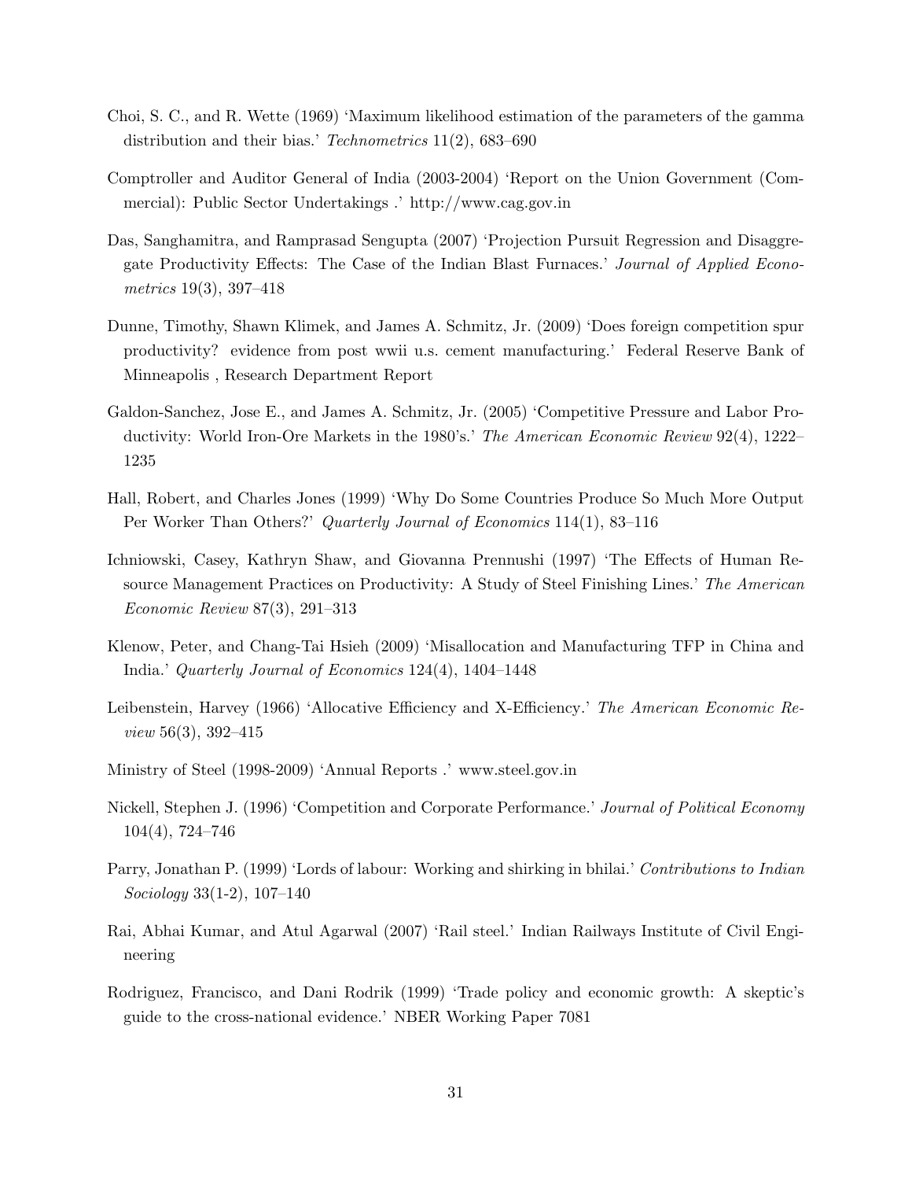Choi, S. C., and R. Wette (1969) 'Maximum likelihood estimation of the parameters of the gamma distribution and their bias.' *Technometrics* 11(2), 683–690

Comptroller and Auditor General of India (2003-2004) 'Report on the Union Government (Commercial): Public Sector Undertakings .' http://www.cag.gov.in

Das, Sanghamitra, and Ramprasad Sengupta (2007) 'Projection Pursuit Regression and Disaggregate Productivity Effects: The Case of the Indian Blast Furnaces.' *Journal of Applied Econometrics* 19(3), 397–418

Dunne, Timothy, Shawn Klimek, and James A. Schmitz, Jr. (2009) 'Does foreign competition spur productivity? evidence from post wwii u.s. cement manufacturing.' Federal Reserve Bank of Minneapolis , Research Department Report

Galdon-Sanchez, Jose E., and James A. Schmitz, Jr. (2005) 'Competitive Pressure and Labor Productivity: World Iron-Ore Markets in the 1980's.' *The American Economic Review* 92(4), 1222–1235

Hall, Robert, and Charles Jones (1999) 'Why Do Some Countries Produce So Much More Output Per Worker Than Others?' *Quarterly Journal of Economics* 114(1), 83–116

Ichniowski, Casey, Kathryn Shaw, and Giovanna Prennushi (1997) 'The Effects of Human Resource Management Practices on Productivity: A Study of Steel Finishing Lines.' *The American Economic Review* 87(3), 291–313

Klenow, Peter, and Chang-Tai Hsieh (2009) 'Misallocation and Manufacturing TFP in China and India.' *Quarterly Journal of Economics* 124(4), 1404–1448

Leibenstein, Harvey (1966) 'Allocative Efficiency and X-Efficiency.' *The American Economic Review* 56(3), 392–415

Ministry of Steel (1998-2009) 'Annual Reports .' www.steel.gov.in

Nickell, Stephen J. (1996) 'Competition and Corporate Performance.' *Journal of Political Economy* 104(4), 724–746

Parry, Jonathan P. (1999) 'Lords of labour: Working and shirking in bhilai.' *Contributions to Indian Sociology* 33(1-2), 107–140

Rai, Abhai Kumar, and Atul Agarwal (2007) 'Rail steel.' Indian Railways Institute of Civil Engineering

Rodriguez, Francisco, and Dani Rodrik (1999) 'Trade policy and economic growth: A skeptic's guide to the cross-national evidence.' NBER Working Paper 7081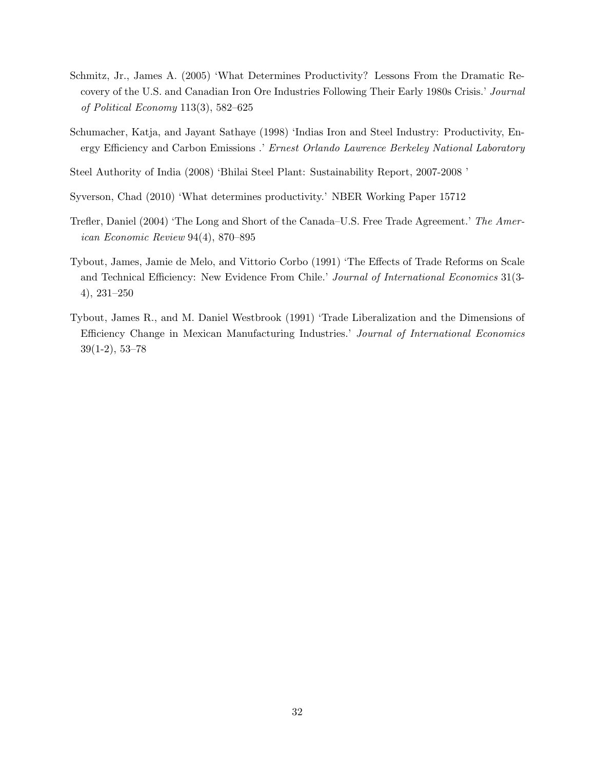Schmitz, Jr., James A. (2005) 'What Determines Productivity? Lessons From the Dramatic Recovery of the U.S. and Canadian Iron Ore Industries Following Their Early 1980s Crisis.' *Journal of Political Economy* 113(3), 582–625

Schumacher, Katja, and Jayant Sathaye (1998) 'Indias Iron and Steel Industry: Productivity, Energy Efficiency and Carbon Emissions .' *Ernest Orlando Lawrence Berkeley National Laboratory*

Steel Authority of India (2008) 'Bhilai Steel Plant: Sustainability Report, 2007-2008 '

Syverson, Chad (2010) 'What determines productivity.' NBER Working Paper 15712

Trefler, Daniel (2004) 'The Long and Short of the Canada–U.S. Free Trade Agreement.' *The American Economic Review* 94(4), 870–895

Tybout, James, Jamie de Melo, and Vittorio Corbo (1991) 'The Effects of Trade Reforms on Scale and Technical Efficiency: New Evidence From Chile.' *Journal of International Economics* 31(3-4), 231–250

Tybout, James R., and M. Daniel Westbrook (1991) 'Trade Liberalization and the Dimensions of Efficiency Change in Mexican Manufacturing Industries.' *Journal of International Economics* 39(1-2), 53–78